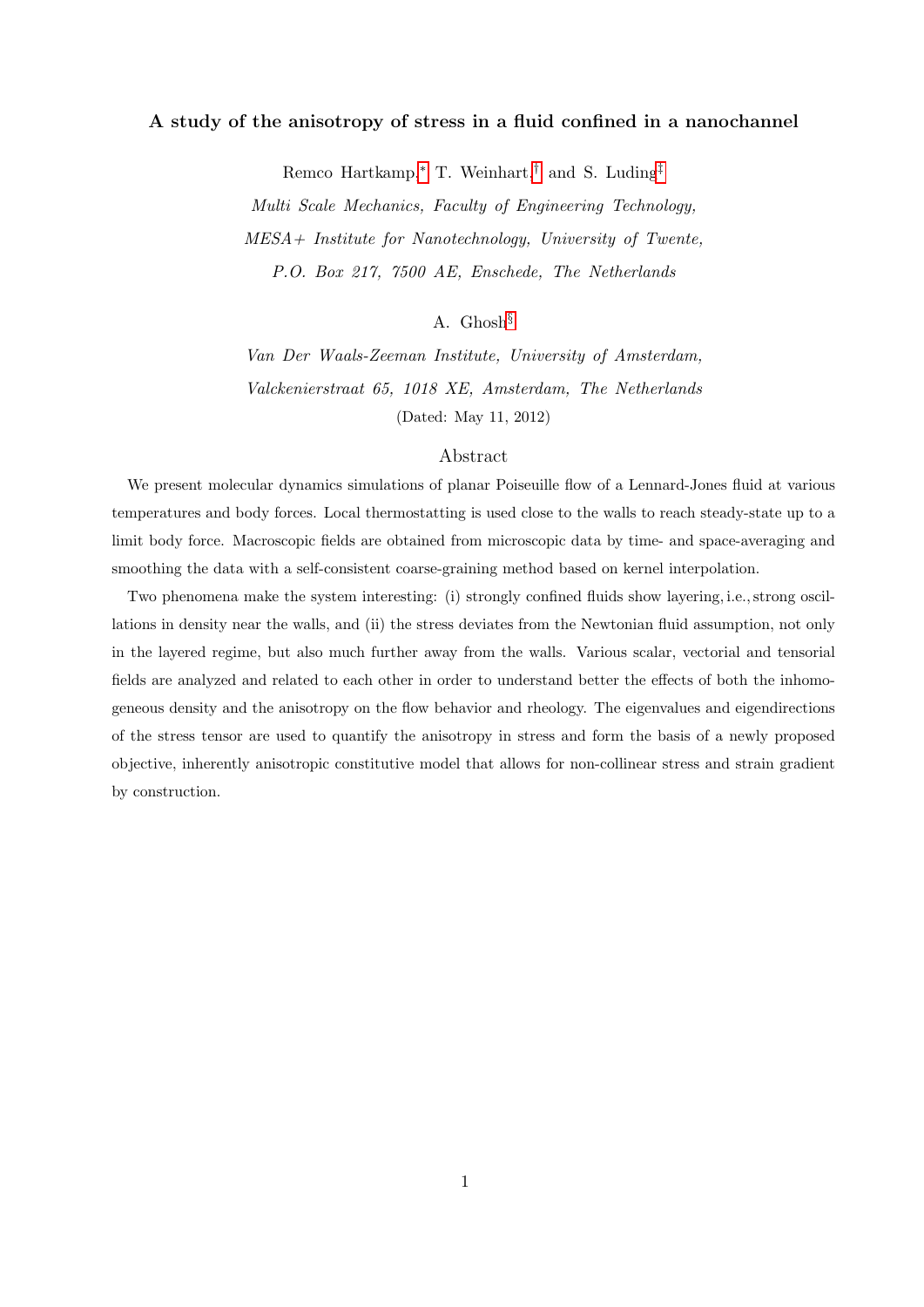# A study of the anisotropy of stress in a fluid confined in a nanochannel

Remco Hartkamp,[*] T. Weinhart,[†] and S. Luding[‡]

*Multi Scale Mechanics, Faculty of Engineering Technology,*
*MESA+ Institute for Nanotechnology, University of Twente,*
*P.O. Box 217, 7500 AE, Enschede, The Netherlands*

A. Ghosh[§]

*Van Der Waals-Zeeman Institute, University of Amsterdam,*
*Valckenierstraat 65, 1018 XE, Amsterdam, The Netherlands*

(Dated: May 11, 2012)

## Abstract

We present molecular dynamics simulations of planar Poiseuille flow of a Lennard-Jones fluid at various temperatures and body forces. Local thermostatting is used close to the walls to reach steady-state up to a limit body force. Macroscopic fields are obtained from microscopic data by time- and space-averaging and smoothing the data with a self-consistent coarse-graining method based on kernel interpolation.

Two phenomena make the system interesting: (i) strongly confined fluids show layering, i.e., strong oscillations in density near the walls, and (ii) the stress deviates from the Newtonian fluid assumption, not only in the layered regime, but also much further away from the walls. Various scalar, vectorial and tensorial fields are analyzed and related to each other in order to understand better the effects of both the inhomogeneous density and the anisotropy on the flow behavior and rheology. The eigenvalues and eigendirections of the stress tensor are used to quantify the anisotropy in stress and form the basis of a newly proposed objective, inherently anisotropic constitutive model that allows for non-collinear stress and strain gradient by construction.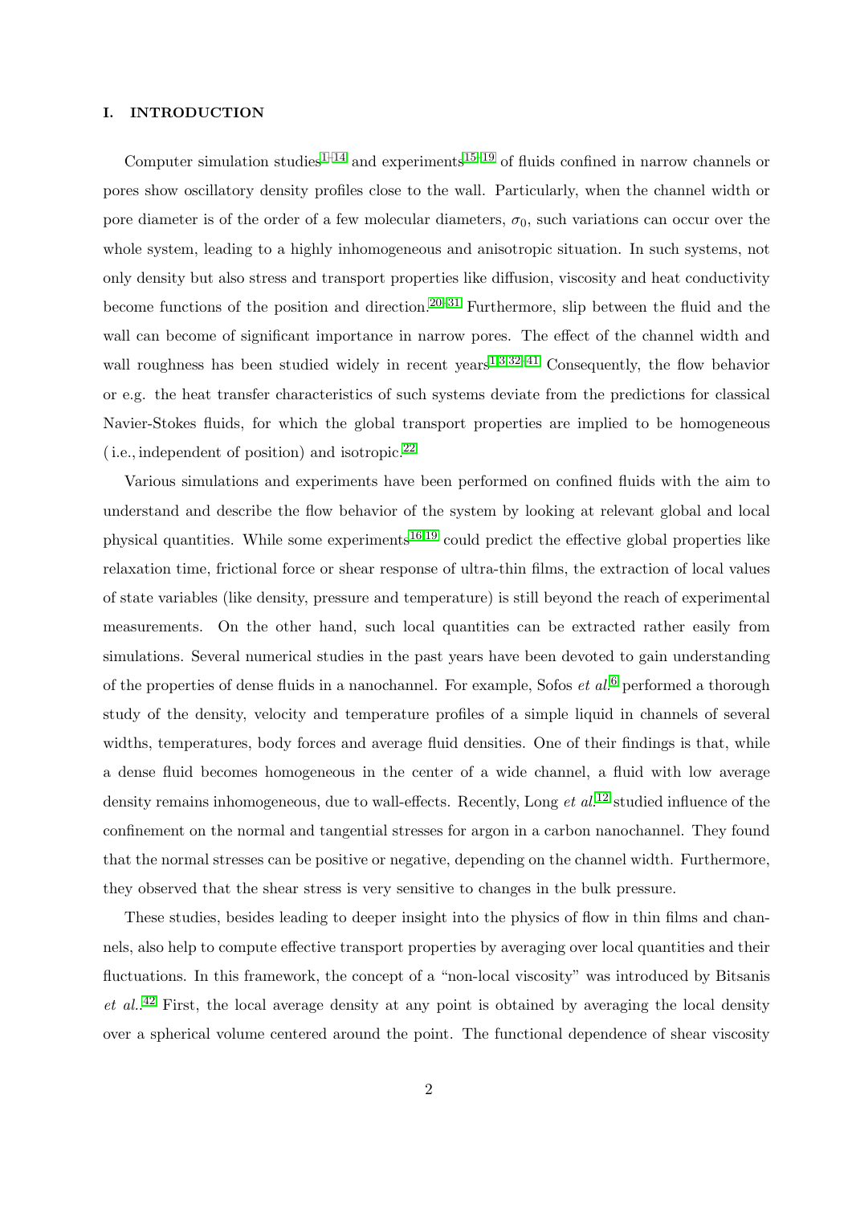## I. INTRODUCTION

Computer simulation studies[1–14] and experiments[15–19] of fluids confined in narrow channels or pores show oscillatory density profiles close to the wall. Particularly, when the channel width or pore diameter is of the order of a few molecular diameters, $\sigma_0$, such variations can occur over the whole system, leading to a highly inhomogeneous and anisotropic situation. In such systems, not only density but also stress and transport properties like diffusion, viscosity and heat conductivity become functions of the position and direction.[20–31] Furthermore, slip between the fluid and the wall can become of significant importance in narrow pores. The effect of the channel width and wall roughness has been studied widely in recent years[1,3,32–41] Consequently, the flow behavior or e.g. the heat transfer characteristics of such systems deviate from the predictions for classical Navier-Stokes fluids, for which the global transport properties are implied to be homogeneous (i.e., independent of position) and isotropic.[22]

Various simulations and experiments have been performed on confined fluids with the aim to understand and describe the flow behavior of the system by looking at relevant global and local physical quantities. While some experiments[16,19] could predict the effective global properties like relaxation time, frictional force or shear response of ultra-thin films, the extraction of local values of state variables (like density, pressure and temperature) is still beyond the reach of experimental measurements. On the other hand, such local quantities can be extracted rather easily from simulations. Several numerical studies in the past years have been devoted to gain understanding of the properties of dense fluids in a nanochannel. For example, Sofos *et al.*[6] performed a thorough study of the density, velocity and temperature profiles of a simple liquid in channels of several widths, temperatures, body forces and average fluid densities. One of their findings is that, while a dense fluid becomes homogeneous in the center of a wide channel, a fluid with low average density remains inhomogeneous, due to wall-effects. Recently, Long *et al.*[12] studied influence of the confinement on the normal and tangential stresses for argon in a carbon nanochannel. They found that the normal stresses can be positive or negative, depending on the channel width. Furthermore, they observed that the shear stress is very sensitive to changes in the bulk pressure.

These studies, besides leading to deeper insight into the physics of flow in thin films and channels, also help to compute effective transport properties by averaging over local quantities and their fluctuations. In this framework, the concept of a "non-local viscosity" was introduced by Bitsanis *et al.*.[42] First, the local average density at any point is obtained by averaging the local density over a spherical volume centered around the point. The functional dependence of shear viscosity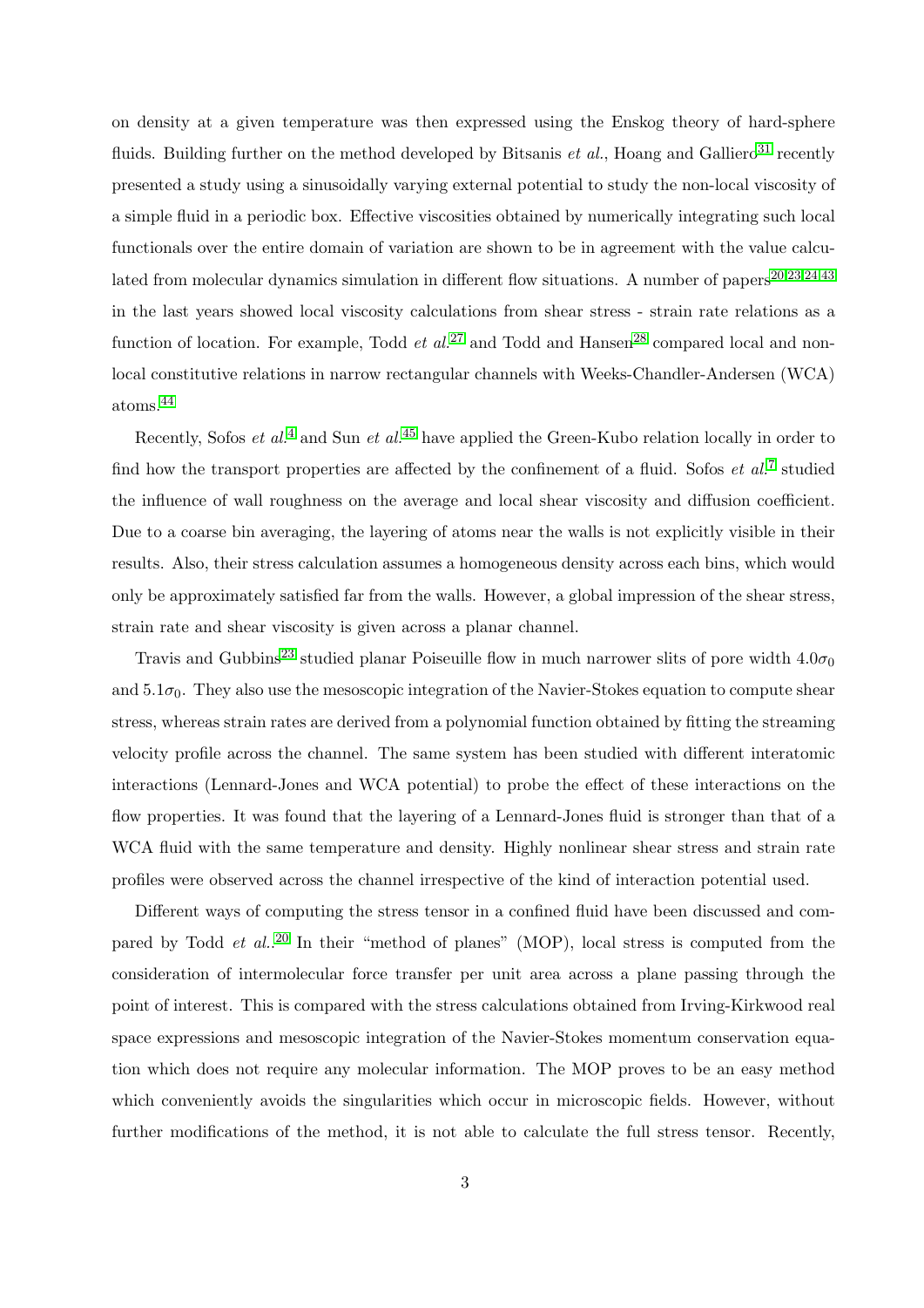on density at a given temperature was then expressed using the Enskog theory of hard-sphere fluids. Building further on the method developed by Bitsanis *et al.*, Hoang and Galliero[31] recently presented a study using a sinusoidally varying external potential to study the non-local viscosity of a simple fluid in a periodic box. Effective viscosities obtained by numerically integrating such local functionals over the entire domain of variation are shown to be in agreement with the value calculated from molecular dynamics simulation in different flow situations. A number of papers[20,23,24,43] in the last years showed local viscosity calculations from shear stress - strain rate relations as a function of location. For example, Todd *et al.*[27] and Todd and Hansen[28] compared local and non-local constitutive relations in narrow rectangular channels with Weeks-Chandler-Andersen (WCA) atoms.[44]

Recently, Sofos *et al.*[4] and Sun *et al.*[45] have applied the Green-Kubo relation locally in order to find how the transport properties are affected by the confinement of a fluid. Sofos *et al.*[7] studied the influence of wall roughness on the average and local shear viscosity and diffusion coefficient. Due to a coarse bin averaging, the layering of atoms near the walls is not explicitly visible in their results. Also, their stress calculation assumes a homogeneous density across each bins, which would only be approximately satisfied far from the walls. However, a global impression of the shear stress, strain rate and shear viscosity is given across a planar channel.

Travis and Gubbins[23] studied planar Poiseuille flow in much narrower slits of pore width $4.0\sigma_0$ and $5.1\sigma_0$. They also use the mesoscopic integration of the Navier-Stokes equation to compute shear stress, whereas strain rates are derived from a polynomial function obtained by fitting the streaming velocity profile across the channel. The same system has been studied with different interatomic interactions (Lennard-Jones and WCA potential) to probe the effect of these interactions on the flow properties. It was found that the layering of a Lennard-Jones fluid is stronger than that of a WCA fluid with the same temperature and density. Highly nonlinear shear stress and strain rate profiles were observed across the channel irrespective of the kind of interaction potential used.

Different ways of computing the stress tensor in a confined fluid have been discussed and compared by Todd *et al.*[20] In their "method of planes" (MOP), local stress is computed from the consideration of intermolecular force transfer per unit area across a plane passing through the point of interest. This is compared with the stress calculations obtained from Irving-Kirkwood real space expressions and mesoscopic integration of the Navier-Stokes momentum conservation equation which does not require any molecular information. The MOP proves to be an easy method which conveniently avoids the singularities which occur in microscopic fields. However, without further modifications of the method, it is not able to calculate the full stress tensor. Recently,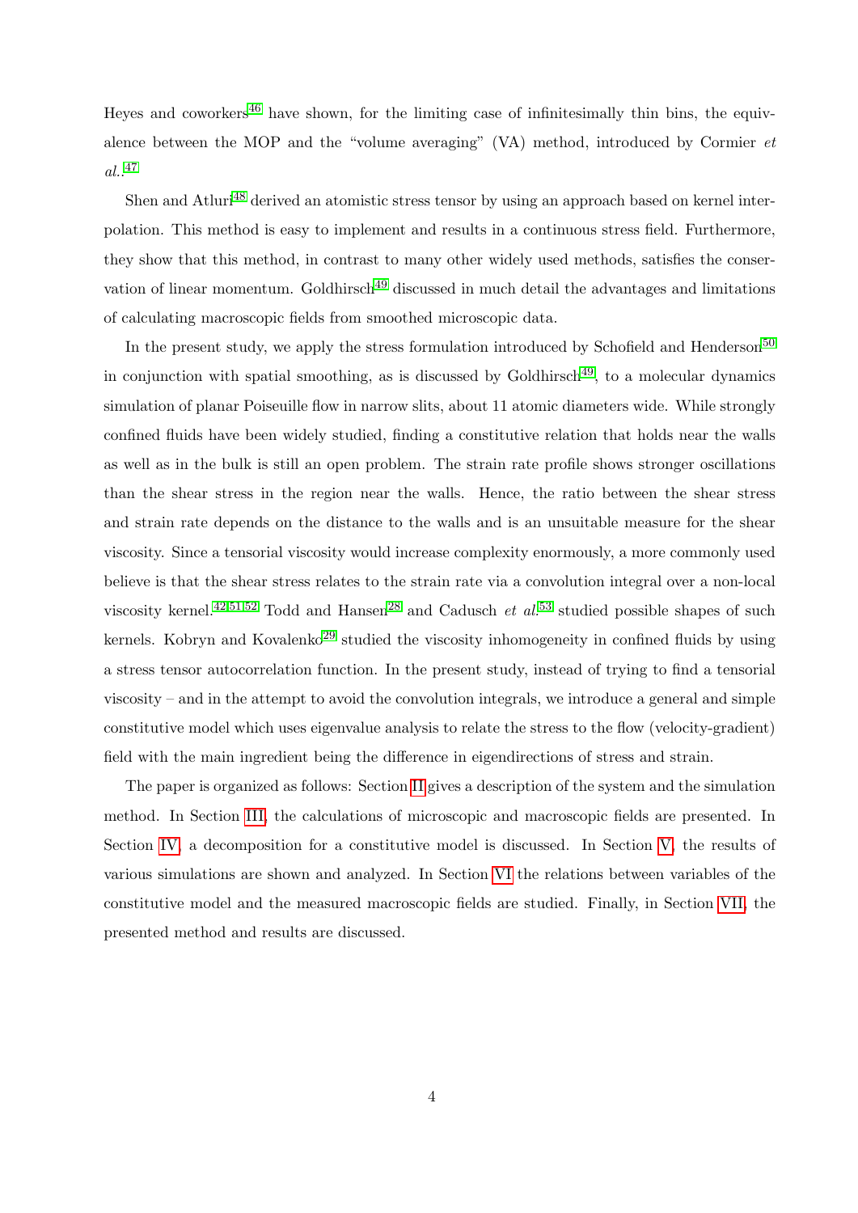Heyes and coworkers[46] have shown, for the limiting case of infinitesimally thin bins, the equivalence between the MOP and the "volume averaging" (VA) method, introduced by Cormier *et al.*.[47]

Shen and Atluri[48] derived an atomistic stress tensor by using an approach based on kernel interpolation. This method is easy to implement and results in a continuous stress field. Furthermore, they show that this method, in contrast to many other widely used methods, satisfies the conservation of linear momentum. Goldhirsch[49] discussed in much detail the advantages and limitations of calculating macroscopic fields from smoothed microscopic data.

In the present study, we apply the stress formulation introduced by Schofield and Henderson[50] in conjunction with spatial smoothing, as is discussed by Goldhirsch[49], to a molecular dynamics simulation of planar Poiseuille flow in narrow slits, about 11 atomic diameters wide. While strongly confined fluids have been widely studied, finding a constitutive relation that holds near the walls as well as in the bulk is still an open problem. The strain rate profile shows stronger oscillations than the shear stress in the region near the walls. Hence, the ratio between the shear stress and strain rate depends on the distance to the walls and is an unsuitable measure for the shear viscosity. Since a tensorial viscosity would increase complexity enormously, a more commonly used believe is that the shear stress relates to the strain rate via a convolution integral over a non-local viscosity kernel.[42,51,52] Todd and Hansen[28] and Cadusch *et al.*[53] studied possible shapes of such kernels. Kobryn and Kovalenko[29] studied the viscosity inhomogeneity in confined fluids by using a stress tensor autocorrelation function. In the present study, instead of trying to find a tensorial viscosity – and in the attempt to avoid the convolution integrals, we introduce a general and simple constitutive model which uses eigenvalue analysis to relate the stress to the flow (velocity-gradient) field with the main ingredient being the difference in eigendirections of stress and strain.

The paper is organized as follows: Section II gives a description of the system and the simulation method. In Section III, the calculations of microscopic and macroscopic fields are presented. In Section IV, a decomposition for a constitutive model is discussed. In Section V, the results of various simulations are shown and analyzed. In Section VI the relations between variables of the constitutive model and the measured macroscopic fields are studied. Finally, in Section VII, the presented method and results are discussed.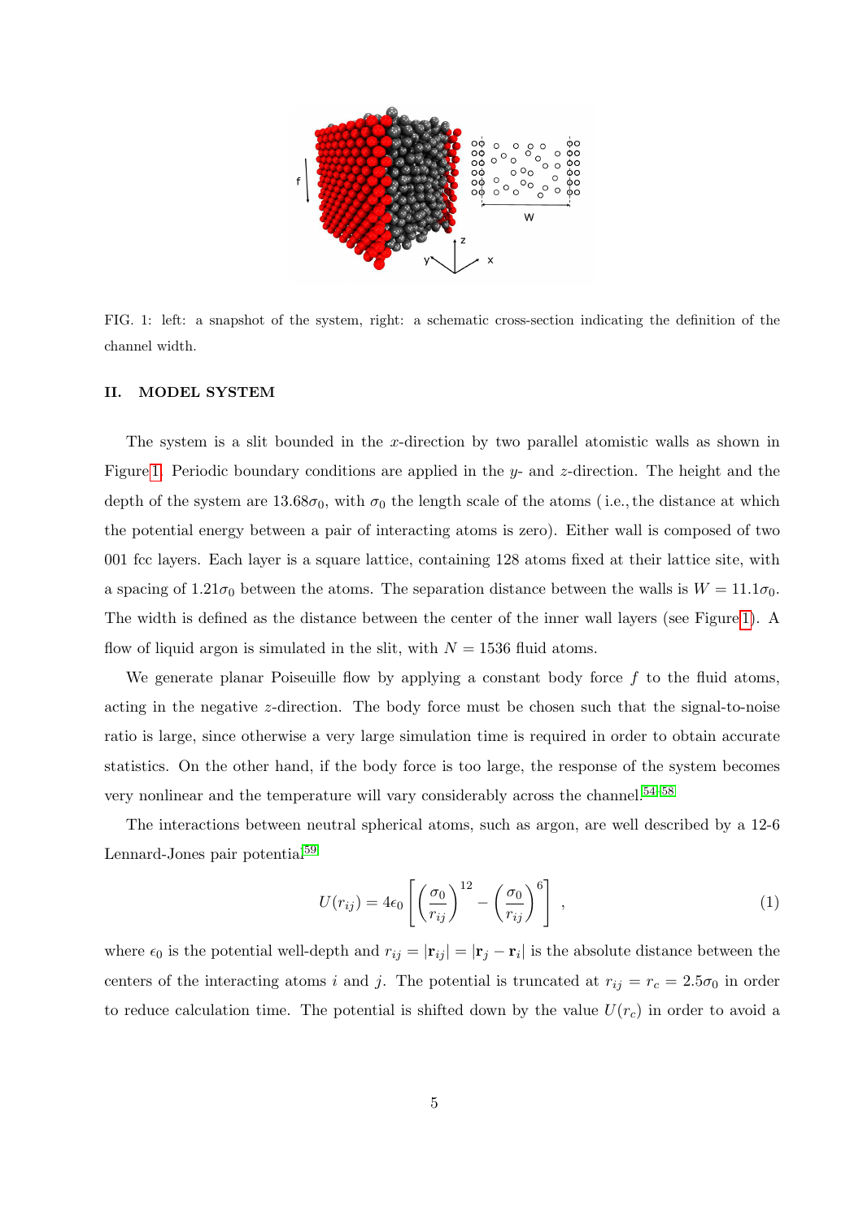FIG. 1: left: a snapshot of the system, right: a schematic cross-section indicating the definition of the channel width.

## II. MODEL SYSTEM

The system is a slit bounded in the $x$-direction by two parallel atomistic walls as shown in Figure 1. Periodic boundary conditions are applied in the $y$- and $z$-direction. The height and the depth of the system are $13.68\sigma_0$, with $\sigma_0$ the length scale of the atoms ( i.e., the distance at which the potential energy between a pair of interacting atoms is zero). Either wall is composed of two 001 fcc layers. Each layer is a square lattice, containing 128 atoms fixed at their lattice site, with a spacing of $1.21\sigma_0$ between the atoms. The separation distance between the walls is $W = 11.1\sigma_0$. The width is defined as the distance between the center of the inner wall layers (see Figure 1). A flow of liquid argon is simulated in the slit, with $N = 1536$ fluid atoms.

We generate planar Poiseuille flow by applying a constant body force $f$ to the fluid atoms, acting in the negative $z$-direction. The body force must be chosen such that the signal-to-noise ratio is large, since otherwise a very large simulation time is required in order to obtain accurate statistics. On the other hand, if the body force is too large, the response of the system becomes very nonlinear and the temperature will vary considerably across the channel.[54–58]

The interactions between neutral spherical atoms, such as argon, are well described by a 12-6 Lennard-Jones pair potential[59]

$$U(r_{ij}) = 4\epsilon_0 \left[ \left( \frac{\sigma_0}{r_{ij}} \right)^{12} - \left( \frac{\sigma_0}{r_{ij}} \right)^{6} \right] , \tag{1}$$

where $\epsilon_0$ is the potential well-depth and $r_{ij} = |\mathbf{r}_{ij}| = |\mathbf{r}_j - \mathbf{r}_i|$ is the absolute distance between the centers of the interacting atoms $i$ and $j$. The potential is truncated at $r_{ij} = r_c = 2.5\sigma_0$ in order to reduce calculation time. The potential is shifted down by the value $U(r_c)$ in order to avoid a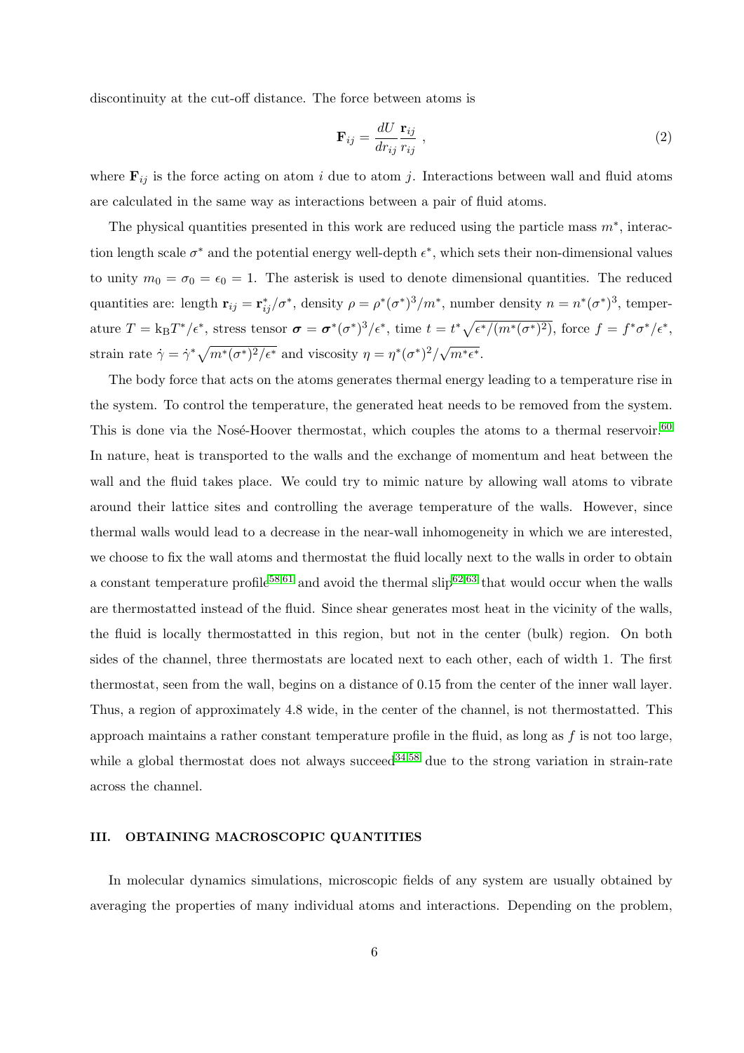discontinuity at the cut-off distance. The force between atoms is

$$\mathbf{F}_{ij} = \frac{dU}{dr_{ij}} \frac{\mathbf{r}_{ij}}{r_{ij}} \; , \tag{2}$$

where $\mathbf{F}_{ij}$ is the force acting on atom $i$ due to atom $j$. Interactions between wall and fluid atoms are calculated in the same way as interactions between a pair of fluid atoms.

The physical quantities presented in this work are reduced using the particle mass $m^*$, interaction length scale $\sigma^*$ and the potential energy well-depth $\epsilon^*$, which sets their non-dimensional values to unity $m_0 = \sigma_0 = \epsilon_0 = 1$. The asterisk is used to denote dimensional quantities. The reduced quantities are: length $\mathbf{r}_{ij} = \mathbf{r}^*_{ij}/\sigma^*$, density $\rho = \rho^*(\sigma^*)^3/m^*$, number density $n = n^*(\sigma^*)^3$, temperature $T = \mathrm{k_B}T^*/\epsilon^*$, stress tensor $\boldsymbol{\sigma} = \boldsymbol{\sigma}^*(\sigma^*)^3/\epsilon^*$, time $t = t^*\sqrt{\epsilon^*/(m^*(\sigma^*)^2)}$, force $f = f^*\sigma^*/\epsilon^*$, strain rate $\dot{\gamma} = \dot{\gamma}^*\sqrt{m^*(\sigma^*)^2/\epsilon^*}$ and viscosity $\eta = \eta^*(\sigma^*)^2/\sqrt{m^*\epsilon^*}$.

The body force that acts on the atoms generates thermal energy leading to a temperature rise in the system. To control the temperature, the generated heat needs to be removed from the system. This is done via the Nosé-Hoover thermostat, which couples the atoms to a thermal reservoir.[60] In nature, heat is transported to the walls and the exchange of momentum and heat between the wall and the fluid takes place. We could try to mimic nature by allowing wall atoms to vibrate around their lattice sites and controlling the average temperature of the walls. However, since thermal walls would lead to a decrease in the near-wall inhomogeneity in which we are interested, we choose to fix the wall atoms and thermostat the fluid locally next to the walls in order to obtain a constant temperature profile[58,61] and avoid the thermal slip[62,63] that would occur when the walls are thermostatted instead of the fluid. Since shear generates most heat in the vicinity of the walls, the fluid is locally thermostatted in this region, but not in the center (bulk) region. On both sides of the channel, three thermostats are located next to each other, each of width 1. The first thermostat, seen from the wall, begins on a distance of 0.15 from the center of the inner wall layer. Thus, a region of approximately 4.8 wide, in the center of the channel, is not thermostatted. This approach maintains a rather constant temperature profile in the fluid, as long as $f$ is not too large, while a global thermostat does not always succeed[34,58] due to the strong variation in strain-rate across the channel.

### III. OBTAINING MACROSCOPIC QUANTITIES

In molecular dynamics simulations, microscopic fields of any system are usually obtained by averaging the properties of many individual atoms and interactions. Depending on the problem,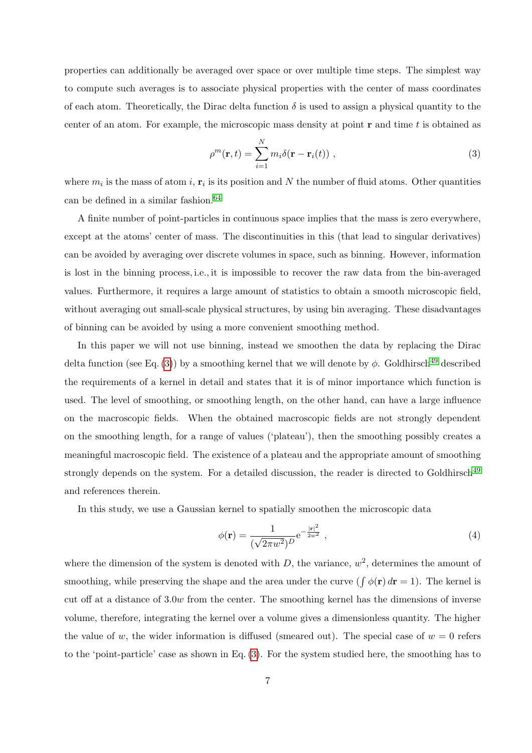properties can additionally be averaged over space or over multiple time steps. The simplest way to compute such averages is to associate physical properties with the center of mass coordinates of each atom. Theoretically, the Dirac delta function $\delta$ is used to assign a physical quantity to the center of an atom. For example, the microscopic mass density at point $\mathbf{r}$ and time $t$ is obtained as

$$\rho^m(\mathbf{r}, t) = \sum_{i=1}^{N} m_i \delta(\mathbf{r} - \mathbf{r}_i(t)) \; , \tag{3}$$

where $m_i$ is the mass of atom $i$, $\mathbf{r}_i$ is its position and $N$ the number of fluid atoms. Other quantities can be defined in a similar fashion.[64]

A finite number of point-particles in continuous space implies that the mass is zero everywhere, except at the atoms' center of mass. The discontinuities in this (that lead to singular derivatives) can be avoided by averaging over discrete volumes in space, such as binning. However, information is lost in the binning process, i.e., it is impossible to recover the raw data from the bin-averaged values. Furthermore, it requires a large amount of statistics to obtain a smooth microscopic field, without averaging out small-scale physical structures, by using bin averaging. These disadvantages of binning can be avoided by using a more convenient smoothing method.

In this paper we will not use binning, instead we smoothen the data by replacing the Dirac delta function (see Eq. (3)) by a smoothing kernel that we will denote by $\phi$. Goldhirsch[49] described the requirements of a kernel in detail and states that it is of minor importance which function is used. The level of smoothing, or smoothing length, on the other hand, can have a large influence on the macroscopic fields. When the obtained macroscopic fields are not strongly dependent on the smoothing length, for a range of values ('plateau'), then the smoothing possibly creates a meaningful macroscopic field. The existence of a plateau and the appropriate amount of smoothing strongly depends on the system. For a detailed discussion, the reader is directed to Goldhirsch[49] and references therein.

In this study, we use a Gaussian kernel to spatially smoothen the microscopic data

$$\phi(\mathbf{r}) = \frac{1}{(\sqrt{2\pi w^2})^D} \mathrm{e}^{-\frac{|\mathbf{r}|^2}{2w^2}} \; , \tag{4}$$

where the dimension of the system is denoted with $D$, the variance, $w^2$, determines the amount of smoothing, while preserving the shape and the area under the curve ($\int \phi(\mathbf{r}) \, d\mathbf{r} = 1$). The kernel is cut off at a distance of $3.0w$ from the center. The smoothing kernel has the dimensions of inverse volume, therefore, integrating the kernel over a volume gives a dimensionless quantity. The higher the value of $w$, the wider information is diffused (smeared out). The special case of $w = 0$ refers to the 'point-particle' case as shown in Eq. (3). For the system studied here, the smoothing has to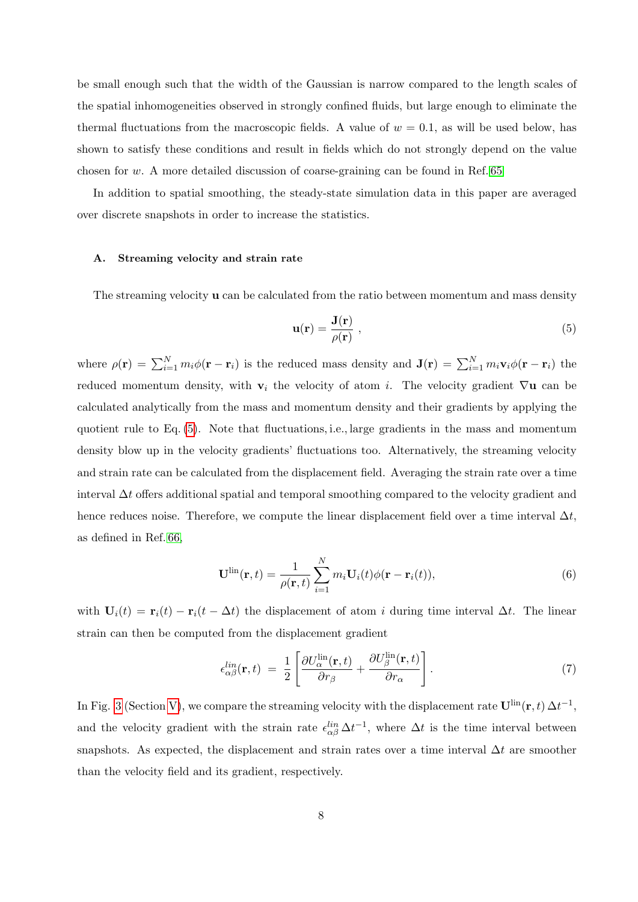be small enough such that the width of the Gaussian is narrow compared to the length scales of the spatial inhomogeneities observed in strongly confined fluids, but large enough to eliminate the thermal fluctuations from the macroscopic fields. A value of $w = 0.1$, as will be used below, has shown to satisfy these conditions and result in fields which do not strongly depend on the value chosen for $w$. A more detailed discussion of coarse-graining can be found in Ref.[65]

In addition to spatial smoothing, the steady-state simulation data in this paper are averaged over discrete snapshots in order to increase the statistics.

### A. Streaming velocity and strain rate

The streaming velocity $\mathbf{u}$ can be calculated from the ratio between momentum and mass density

$$\mathbf{u}(\mathbf{r}) = \frac{\mathbf{J}(\mathbf{r})}{\rho(\mathbf{r})} \,, \tag{5}$$

where $\rho(\mathbf{r}) = \sum_{i=1}^{N} m_i \phi(\mathbf{r} - \mathbf{r}_i)$ is the reduced mass density and $\mathbf{J}(\mathbf{r}) = \sum_{i=1}^{N} m_i \mathbf{v}_i \phi(\mathbf{r} - \mathbf{r}_i)$ the reduced momentum density, with $\mathbf{v}_i$ the velocity of atom $i$. The velocity gradient $\nabla\mathbf{u}$ can be calculated analytically from the mass and momentum density and their gradients by applying the quotient rule to Eq. (5). Note that fluctuations, i.e., large gradients in the mass and momentum density blow up in the velocity gradients' fluctuations too. Alternatively, the streaming velocity and strain rate can be calculated from the displacement field. Averaging the strain rate over a time interval $\Delta t$ offers additional spatial and temporal smoothing compared to the velocity gradient and hence reduces noise. Therefore, we compute the linear displacement field over a time interval $\Delta t$, as defined in Ref.[66],

$$\mathbf{U}^{\text{lin}}(\mathbf{r}, t) = \frac{1}{\rho(\mathbf{r}, t)} \sum_{i=1}^{N} m_i \mathbf{U}_i(t) \phi(\mathbf{r} - \mathbf{r}_i(t)), \tag{6}$$

with $\mathbf{U}_i(t) = \mathbf{r}_i(t) - \mathbf{r}_i(t - \Delta t)$ the displacement of atom $i$ during time interval $\Delta t$. The linear strain can then be computed from the displacement gradient

$$\epsilon^{lin}_{\alpha\beta}(\mathbf{r}, t) \;=\; \frac{1}{2}\left[\frac{\partial U^{\text{lin}}_{\alpha}(\mathbf{r}, t)}{\partial r_\beta} + \frac{\partial U^{\text{lin}}_{\beta}(\mathbf{r}, t)}{\partial r_\alpha}\right]. \tag{7}$$

In Fig. 3 (Section V), we compare the streaming velocity with the displacement rate $\mathbf{U}^{\text{lin}}(\mathbf{r}, t)\,\Delta t^{-1}$, and the velocity gradient with the strain rate $\epsilon^{lin}_{\alpha\beta}\,\Delta t^{-1}$, where $\Delta t$ is the time interval between snapshots. As expected, the displacement and strain rates over a time interval $\Delta t$ are smoother than the velocity field and its gradient, respectively.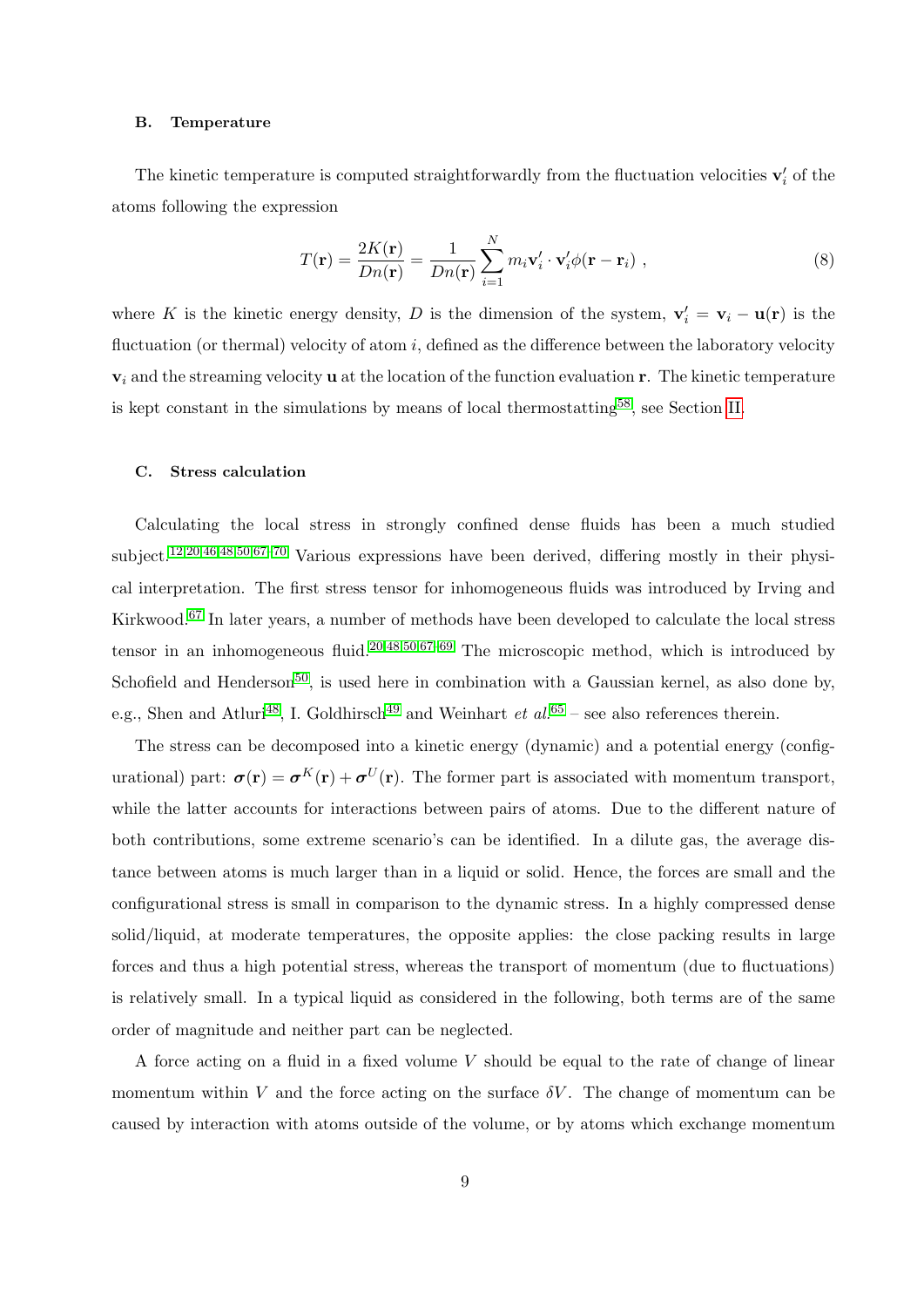### B. Temperature

The kinetic temperature is computed straightforwardly from the fluctuation velocities $\mathbf{v}_i'$ of the atoms following the expression

$$T(\mathbf{r}) = \frac{2K(\mathbf{r})}{Dn(\mathbf{r})} = \frac{1}{Dn(\mathbf{r})} \sum_{i=1}^{N} m_i \mathbf{v}_i' \cdot \mathbf{v}_i' \phi(\mathbf{r} - \mathbf{r}_i) \ , \tag{8}$$

where $K$ is the kinetic energy density, $D$ is the dimension of the system, $\mathbf{v}_i' = \mathbf{v}_i - \mathbf{u}(\mathbf{r})$ is the fluctuation (or thermal) velocity of atom $i$, defined as the difference between the laboratory velocity $\mathbf{v}_i$ and the streaming velocity $\mathbf{u}$ at the location of the function evaluation $\mathbf{r}$. The kinetic temperature is kept constant in the simulations by means of local thermostatting[58], see Section II.

### C. Stress calculation

Calculating the local stress in strongly confined dense fluids has been a much studied subject.[12,20,46,48,50,67–70] Various expressions have been derived, differing mostly in their physical interpretation. The first stress tensor for inhomogeneous fluids was introduced by Irving and Kirkwood.[67] In later years, a number of methods have been developed to calculate the local stress tensor in an inhomogeneous fluid.[20,48,50,67–69] The microscopic method, which is introduced by Schofield and Henderson[50], is used here in combination with a Gaussian kernel, as also done by, e.g., Shen and Atluri[48], I. Goldhirsch[49] and Weinhart *et al.*[65] – see also references therein.

The stress can be decomposed into a kinetic energy (dynamic) and a potential energy (configurational) part: $\boldsymbol{\sigma}(\mathbf{r}) = \boldsymbol{\sigma}^K(\mathbf{r}) + \boldsymbol{\sigma}^U(\mathbf{r})$. The former part is associated with momentum transport, while the latter accounts for interactions between pairs of atoms. Due to the different nature of both contributions, some extreme scenario's can be identified. In a dilute gas, the average distance between atoms is much larger than in a liquid or solid. Hence, the forces are small and the configurational stress is small in comparison to the dynamic stress. In a highly compressed dense solid/liquid, at moderate temperatures, the opposite applies: the close packing results in large forces and thus a high potential stress, whereas the transport of momentum (due to fluctuations) is relatively small. In a typical liquid as considered in the following, both terms are of the same order of magnitude and neither part can be neglected.

A force acting on a fluid in a fixed volume $V$ should be equal to the rate of change of linear momentum within $V$ and the force acting on the surface $\delta V$. The change of momentum can be caused by interaction with atoms outside of the volume, or by atoms which exchange momentum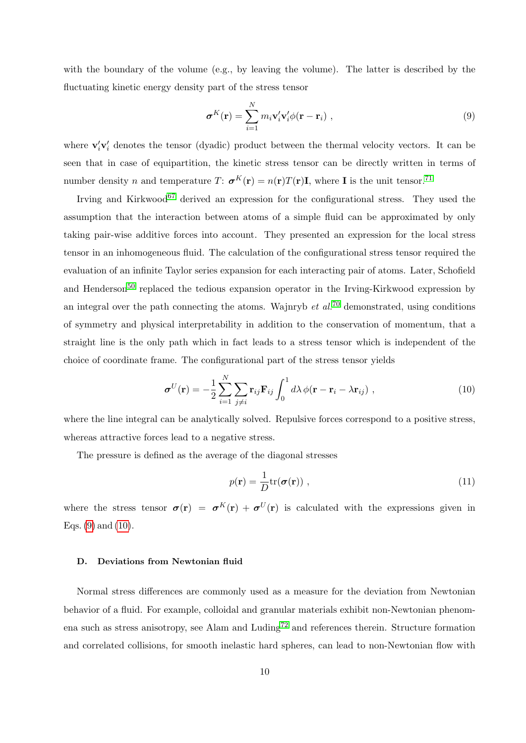with the boundary of the volume (e.g., by leaving the volume). The latter is described by the fluctuating kinetic energy density part of the stress tensor

$$\boldsymbol{\sigma}^K(\mathbf{r}) = \sum_{i=1}^{N} m_i \mathbf{v}_i' \mathbf{v}_i' \phi(\mathbf{r} - \mathbf{r}_i) \ , \tag{9}$$

where $\mathbf{v}_i'\mathbf{v}_i'$ denotes the tensor (dyadic) product between the thermal velocity vectors. It can be seen that in case of equipartition, the kinetic stress tensor can be directly written in terms of number density $n$ and temperature $T$: $\boldsymbol{\sigma}^K(\mathbf{r}) = n(\mathbf{r})T(\mathbf{r})\mathbf{I}$, where $\mathbf{I}$ is the unit tensor.[71]

Irving and Kirkwood[67] derived an expression for the configurational stress. They used the assumption that the interaction between atoms of a simple fluid can be approximated by only taking pair-wise additive forces into account. They presented an expression for the local stress tensor in an inhomogeneous fluid. The calculation of the configurational stress tensor required the evaluation of an infinite Taylor series expansion for each interacting pair of atoms. Later, Schofield and Henderson[50] replaced the tedious expansion operator in the Irving-Kirkwood expression by an integral over the path connecting the atoms. Wajnryb *et al.*[70] demonstrated, using conditions of symmetry and physical interpretability in addition to the conservation of momentum, that a straight line is the only path which in fact leads to a stress tensor which is independent of the choice of coordinate frame. The configurational part of the stress tensor yields

$$\boldsymbol{\sigma}^U(\mathbf{r}) = -\frac{1}{2} \sum_{i=1}^{N} \sum_{j \neq i} \mathbf{r}_{ij} \mathbf{F}_{ij} \int_0^1 d\lambda \, \phi(\mathbf{r} - \mathbf{r}_i - \lambda \mathbf{r}_{ij}) \ , \tag{10}$$

where the line integral can be analytically solved. Repulsive forces correspond to a positive stress, whereas attractive forces lead to a negative stress.

The pressure is defined as the average of the diagonal stresses

$$p(\mathbf{r}) = \frac{1}{D} \mathrm{tr}(\boldsymbol{\sigma}(\mathbf{r})) \ , \tag{11}$$

where the stress tensor $\boldsymbol{\sigma}(\mathbf{r}) = \boldsymbol{\sigma}^K(\mathbf{r}) + \boldsymbol{\sigma}^U(\mathbf{r})$ is calculated with the expressions given in Eqs. (9) and (10).

### D. Deviations from Newtonian fluid

Normal stress differences are commonly used as a measure for the deviation from Newtonian behavior of a fluid. For example, colloidal and granular materials exhibit non-Newtonian phenomena such as stress anisotropy, see Alam and Luding[72] and references therein. Structure formation and correlated collisions, for smooth inelastic hard spheres, can lead to non-Newtonian flow with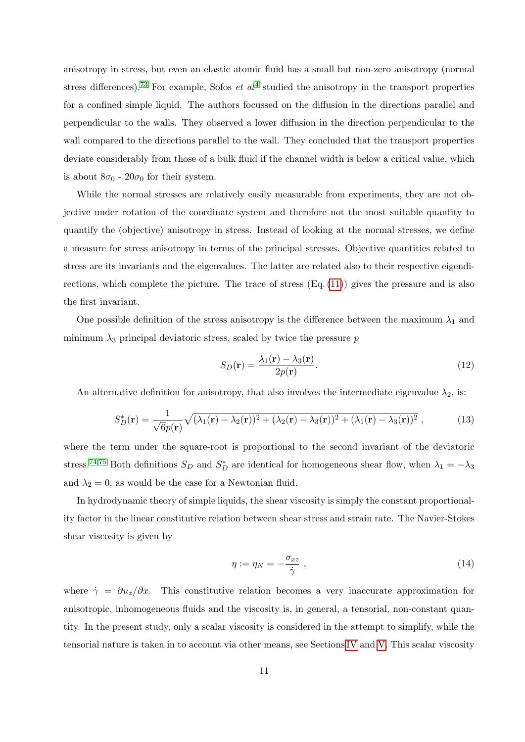anisotropy in stress, but even an elastic atomic fluid has a small but non-zero anisotropy (normal stress differences).[73] For example, Sofos *et al*[4] studied the anisotropy in the transport properties for a confined simple liquid. The authors focussed on the diffusion in the directions parallel and perpendicular to the walls. They observed a lower diffusion in the direction perpendicular to the wall compared to the directions parallel to the wall. They concluded that the transport properties deviate considerably from those of a bulk fluid if the channel width is below a critical value, which is about $8\sigma_0$ - $20\sigma_0$ for their system.

While the normal stresses are relatively easily measurable from experiments, they are not objective under rotation of the coordinate system and therefore not the most suitable quantity to quantify the (objective) anisotropy in stress. Instead of looking at the normal stresses, we define a measure for stress anisotropy in terms of the principal stresses. Objective quantities related to stress are its invariants and the eigenvalues. The latter are related also to their respective eigendirections, which complete the picture. The trace of stress (Eq. (11)) gives the pressure and is also the first invariant.

One possible definition of the stress anisotropy is the difference between the maximum $\lambda_1$ and minimum $\lambda_3$ principal deviatoric stress, scaled by twice the pressure $p$

$$S_D(\mathbf{r}) = \frac{\lambda_1(\mathbf{r}) - \lambda_3(\mathbf{r})}{2p(\mathbf{r})}. \tag{12}$$

An alternative definition for anisotropy, that also involves the intermediate eigenvalue $\lambda_2$, is:

$$S_D^*(\mathbf{r}) = \frac{1}{\sqrt{6}p(\mathbf{r})}\sqrt{(\lambda_1(\mathbf{r}) - \lambda_2(\mathbf{r}))^2 + (\lambda_2(\mathbf{r}) - \lambda_3(\mathbf{r}))^2 + (\lambda_1(\mathbf{r}) - \lambda_3(\mathbf{r}))^2}\ , \tag{13}$$

where the term under the square-root is proportional to the second invariant of the deviatoric stress.[74,75] Both definitions $S_D$ and $S_D^*$ are identical for homogeneous shear flow, when $\lambda_1 = -\lambda_3$ and $\lambda_2 = 0$, as would be the case for a Newtonian fluid.

In hydrodynamic theory of simple liquids, the shear viscosity is simply the constant proportionality factor in the linear constitutive relation between shear stress and strain rate. The Navier-Stokes shear viscosity is given by

$$\eta := \eta_N = -\frac{\sigma_{xz}}{\dot{\gamma}}\ , \tag{14}$$

where $\dot{\gamma} = \partial u_z/\partial x$. This constitutive relation becomes a very inaccurate approximation for anisotropic, inhomogeneous fluids and the viscosity is, in general, a tensorial, non-constant quantity. In the present study, only a scalar viscosity is considered in the attempt to simplify, while the tensorial nature is taken in to account via other means, see Sections IV and V. This scalar viscosity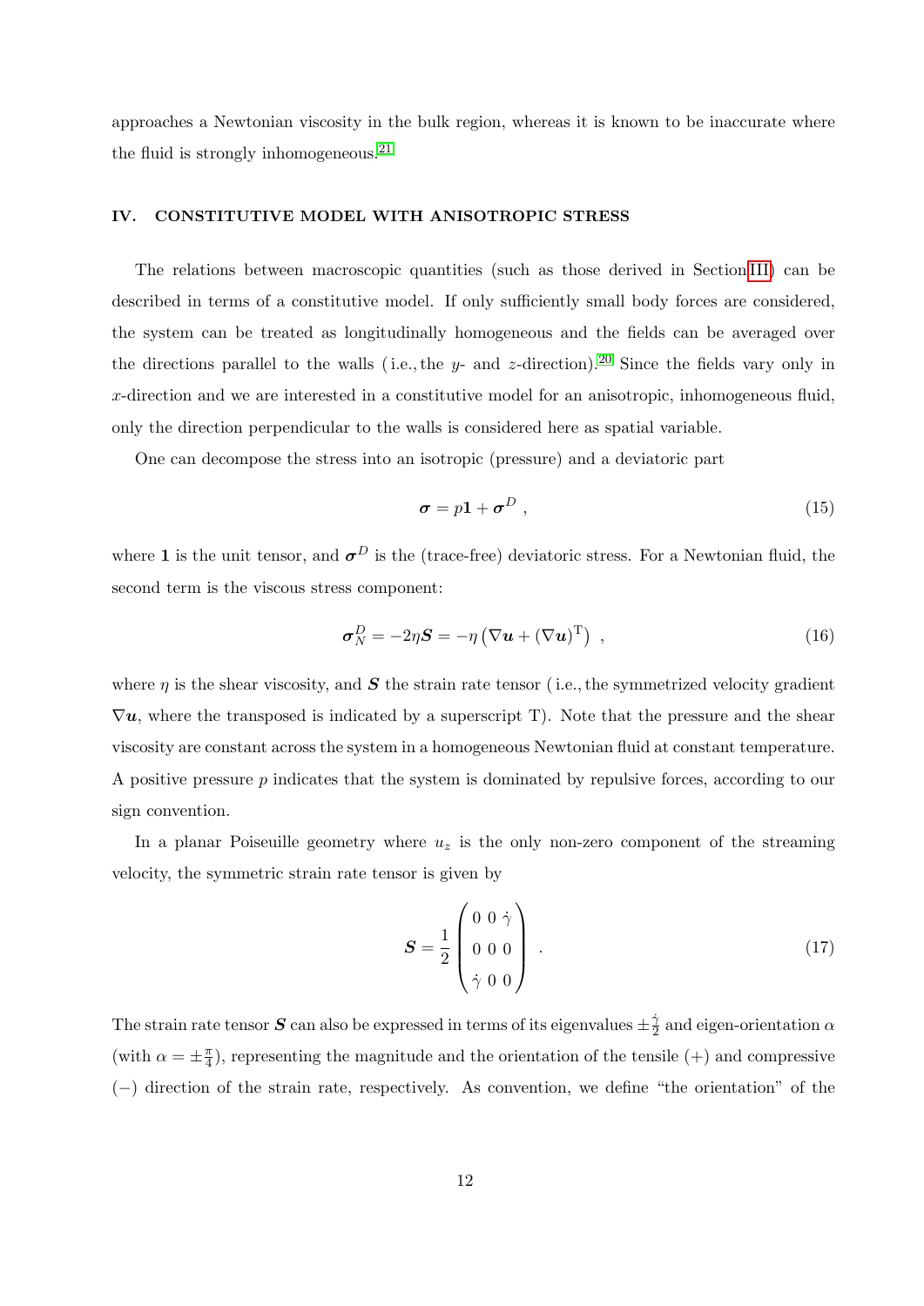approaches a Newtonian viscosity in the bulk region, whereas it is known to be inaccurate where the fluid is strongly inhomogeneous.[21]

## IV. CONSTITUTIVE MODEL WITH ANISOTROPIC STRESS

The relations between macroscopic quantities (such as those derived in Section III) can be described in terms of a constitutive model. If only sufficiently small body forces are considered, the system can be treated as longitudinally homogeneous and the fields can be averaged over the directions parallel to the walls (i.e., the $y$- and $z$-direction).[20] Since the fields vary only in $x$-direction and we are interested in a constitutive model for an anisotropic, inhomogeneous fluid, only the direction perpendicular to the walls is considered here as spatial variable.

One can decompose the stress into an isotropic (pressure) and a deviatoric part

$$\boldsymbol{\sigma} = p\mathbf{1} + \boldsymbol{\sigma}^D \ , \tag{15}$$

where $\mathbf{1}$ is the unit tensor, and $\boldsymbol{\sigma}^D$ is the (trace-free) deviatoric stress. For a Newtonian fluid, the second term is the viscous stress component:

$$\boldsymbol{\sigma}_N^D = -2\eta \boldsymbol{S} = -\eta \left( \nabla \boldsymbol{u} + (\nabla \boldsymbol{u})^{\mathrm{T}} \right) \ , \tag{16}$$

where $\eta$ is the shear viscosity, and $\boldsymbol{S}$ the strain rate tensor (i.e., the symmetrized velocity gradient $\nabla \boldsymbol{u}$, where the transposed is indicated by a superscript T). Note that the pressure and the shear viscosity are constant across the system in a homogeneous Newtonian fluid at constant temperature. A positive pressure $p$ indicates that the system is dominated by repulsive forces, according to our sign convention.

In a planar Poiseuille geometry where $u_z$ is the only non-zero component of the streaming velocity, the symmetric strain rate tensor is given by

$$\boldsymbol{S} = \frac{1}{2} \begin{pmatrix} 0 & 0 & \dot{\gamma} \\ 0 & 0 & 0 \\ \dot{\gamma} & 0 & 0 \end{pmatrix} \ . \tag{17}$$

The strain rate tensor $\boldsymbol{S}$ can also be expressed in terms of its eigenvalues $\pm\frac{\dot{\gamma}}{2}$ and eigen-orientation $\alpha$ (with $\alpha = \pm\frac{\pi}{4}$), representing the magnitude and the orientation of the tensile (+) and compressive (−) direction of the strain rate, respectively. As convention, we define "the orientation" of the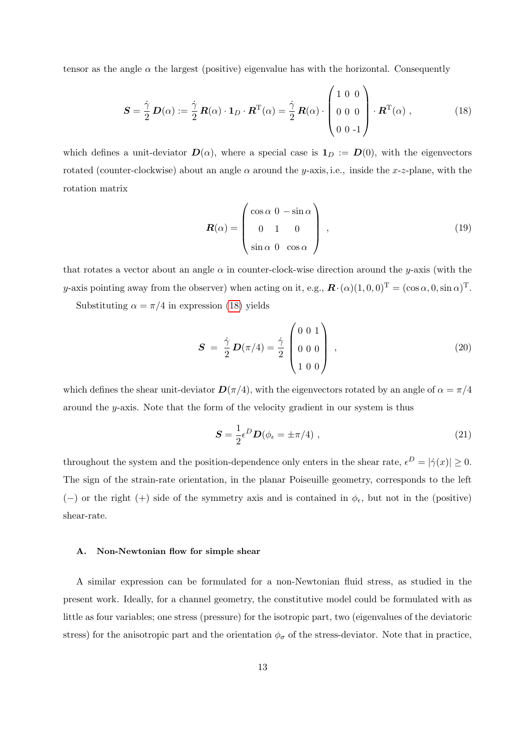tensor as the angle $\alpha$ the largest (positive) eigenvalue has with the horizontal. Consequently

$$
\boldsymbol{S} = \frac{\dot{\gamma}}{2}\,\boldsymbol{D}(\alpha) := \frac{\dot{\gamma}}{2}\,\boldsymbol{R}(\alpha)\cdot\boldsymbol{1}_D\cdot\boldsymbol{R}^{\mathrm{T}}(\alpha) = \frac{\dot{\gamma}}{2}\,\boldsymbol{R}(\alpha)\cdot\begin{pmatrix} 1 & 0 & 0 \\ 0 & 0 & 0 \\ 0 & 0 & -1 \end{pmatrix}\cdot\boldsymbol{R}^{\mathrm{T}}(\alpha)\;, \tag{18}
$$

which defines a unit-deviator $\boldsymbol{D}(\alpha)$, where a special case is $\boldsymbol{1}_D := \boldsymbol{D}(0)$, with the eigenvectors rotated (counter-clockwise) about an angle $\alpha$ around the $y$-axis, i.e., inside the $x$-$z$-plane, with the rotation matrix

$$
\boldsymbol{R}(\alpha) = \begin{pmatrix} \cos\alpha & 0 & -\sin\alpha \\ 0 & 1 & 0 \\ \sin\alpha & 0 & \cos\alpha \end{pmatrix}\;, \tag{19}
$$

that rotates a vector about an angle $\alpha$ in counter-clock-wise direction around the $y$-axis (with the $y$-axis pointing away from the observer) when acting on it, e.g., $\boldsymbol{R}\cdot(\alpha)(1,0,0)^{\mathrm{T}} = (\cos\alpha, 0, \sin\alpha)^{\mathrm{T}}$.

Substituting $\alpha = \pi/4$ in expression (18) yields

$$
\boldsymbol{S} \;=\; \frac{\dot{\gamma}}{2}\,\boldsymbol{D}(\pi/4) = \frac{\dot{\gamma}}{2}\begin{pmatrix} 0 & 0 & 1 \\ 0 & 0 & 0 \\ 1 & 0 & 0 \end{pmatrix}\;, \tag{20}
$$

which defines the shear unit-deviator $\boldsymbol{D}(\pi/4)$, with the eigenvectors rotated by an angle of $\alpha = \pi/4$ around the $y$-axis. Note that the form of the velocity gradient in our system is thus

$$
\boldsymbol{S} = \frac{1}{2}\epsilon^D \boldsymbol{D}(\phi_\epsilon = \pm\pi/4)\;, \tag{21}
$$

throughout the system and the position-dependence only enters in the shear rate, $\epsilon^D = |\dot{\gamma}(x)| \geq 0$. The sign of the strain-rate orientation, in the planar Poiseuille geometry, corresponds to the left $(-)$ or the right $(+)$ side of the symmetry axis and is contained in $\phi_\epsilon$, but not in the (positive) shear-rate.

### A. Non-Newtonian flow for simple shear

A similar expression can be formulated for a non-Newtonian fluid stress, as studied in the present work. Ideally, for a channel geometry, the constitutive model could be formulated with as little as four variables; one stress (pressure) for the isotropic part, two (eigenvalues of the deviatoric stress) for the anisotropic part and the orientation $\phi_\sigma$ of the stress-deviator. Note that in practice,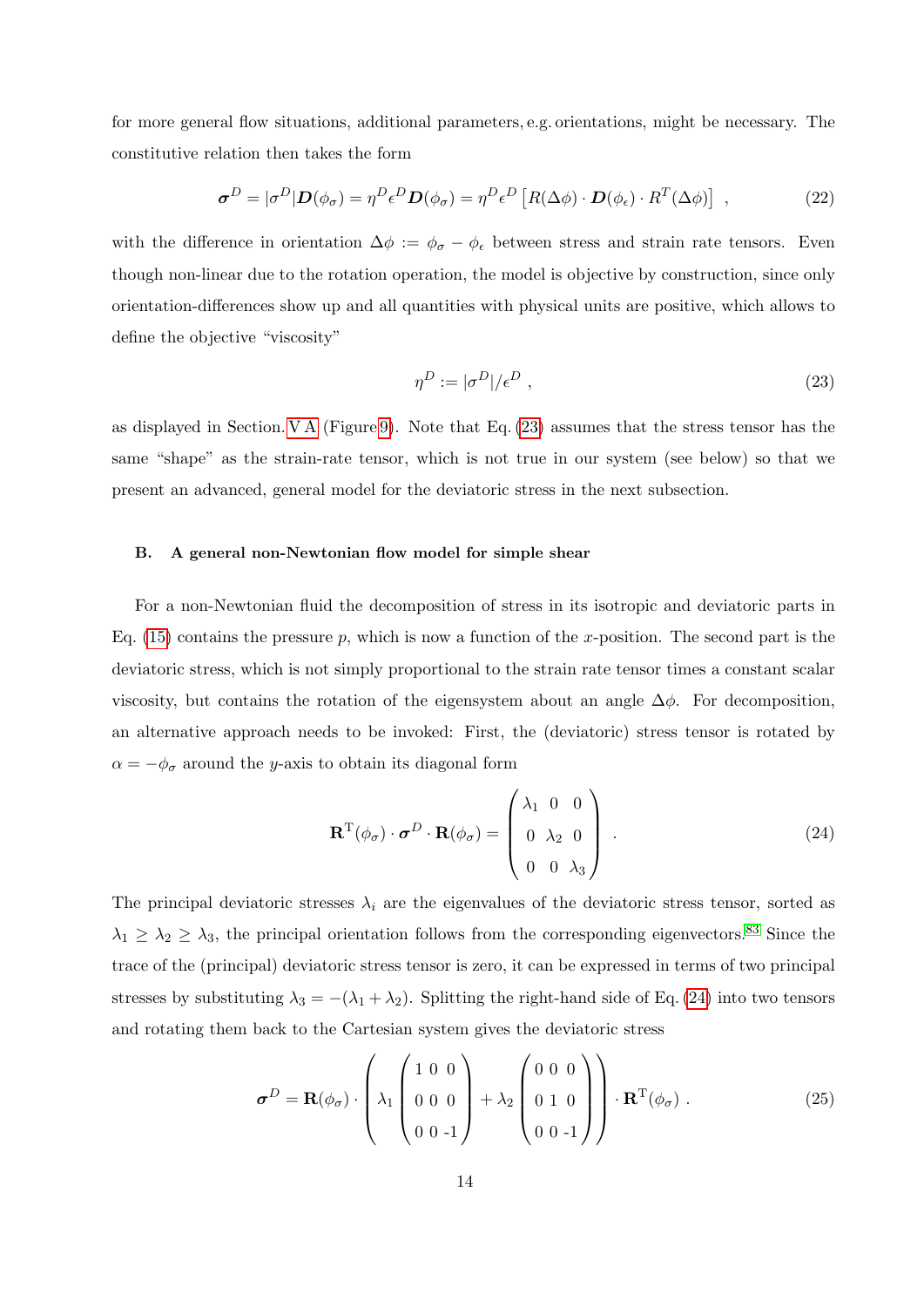for more general flow situations, additional parameters, e.g. orientations, might be necessary. The constitutive relation then takes the form

$$\boldsymbol{\sigma}^D = |\sigma^D| \boldsymbol{D}(\phi_\sigma) = \eta^D \epsilon^D \boldsymbol{D}(\phi_\sigma) = \eta^D \epsilon^D \left[ R(\Delta\phi) \cdot \boldsymbol{D}(\phi_\epsilon) \cdot R^T(\Delta\phi) \right] \ , \tag{22}$$

with the difference in orientation $\Delta\phi := \phi_\sigma - \phi_\epsilon$ between stress and strain rate tensors. Even though non-linear due to the rotation operation, the model is objective by construction, since only orientation-differences show up and all quantities with physical units are positive, which allows to define the objective "viscosity"

$$\eta^D := |\sigma^D| / \epsilon^D \ , \tag{23}$$

as displayed in Section V A (Figure 9). Note that Eq. (23) assumes that the stress tensor has the same "shape" as the strain-rate tensor, which is not true in our system (see below) so that we present an advanced, general model for the deviatoric stress in the next subsection.

### B. A general non-Newtonian flow model for simple shear

For a non-Newtonian fluid the decomposition of stress in its isotropic and deviatoric parts in Eq. (15) contains the pressure $p$, which is now a function of the $x$-position. The second part is the deviatoric stress, which is not simply proportional to the strain rate tensor times a constant scalar viscosity, but contains the rotation of the eigensystem about an angle $\Delta\phi$. For decomposition, an alternative approach needs to be invoked: First, the (deviatoric) stress tensor is rotated by $\alpha = -\phi_\sigma$ around the $y$-axis to obtain its diagonal form

$$\mathbf{R}^{\mathrm{T}}(\phi_\sigma) \cdot \boldsymbol{\sigma}^D \cdot \mathbf{R}(\phi_\sigma) = \begin{pmatrix} \lambda_1 & 0 & 0 \\ 0 & \lambda_2 & 0 \\ 0 & 0 & \lambda_3 \end{pmatrix} \ . \tag{24}$$

The principal deviatoric stresses $\lambda_i$ are the eigenvalues of the deviatoric stress tensor, sorted as $\lambda_1 \geq \lambda_2 \geq \lambda_3$, the principal orientation follows from the corresponding eigenvectors.[83] Since the trace of the (principal) deviatoric stress tensor is zero, it can be expressed in terms of two principal stresses by substituting $\lambda_3 = -(\lambda_1 + \lambda_2)$. Splitting the right-hand side of Eq. (24) into two tensors and rotating them back to the Cartesian system gives the deviatoric stress

$$\boldsymbol{\sigma}^D = \mathbf{R}(\phi_\sigma) \cdot \left( \lambda_1 \begin{pmatrix} 1 & 0 & 0 \\ 0 & 0 & 0 \\ 0 & 0 & -1 \end{pmatrix} + \lambda_2 \begin{pmatrix} 0 & 0 & 0 \\ 0 & 1 & 0 \\ 0 & 0 & -1 \end{pmatrix} \right) \cdot \mathbf{R}^{\mathrm{T}}(\phi_\sigma) \ . \tag{25}$$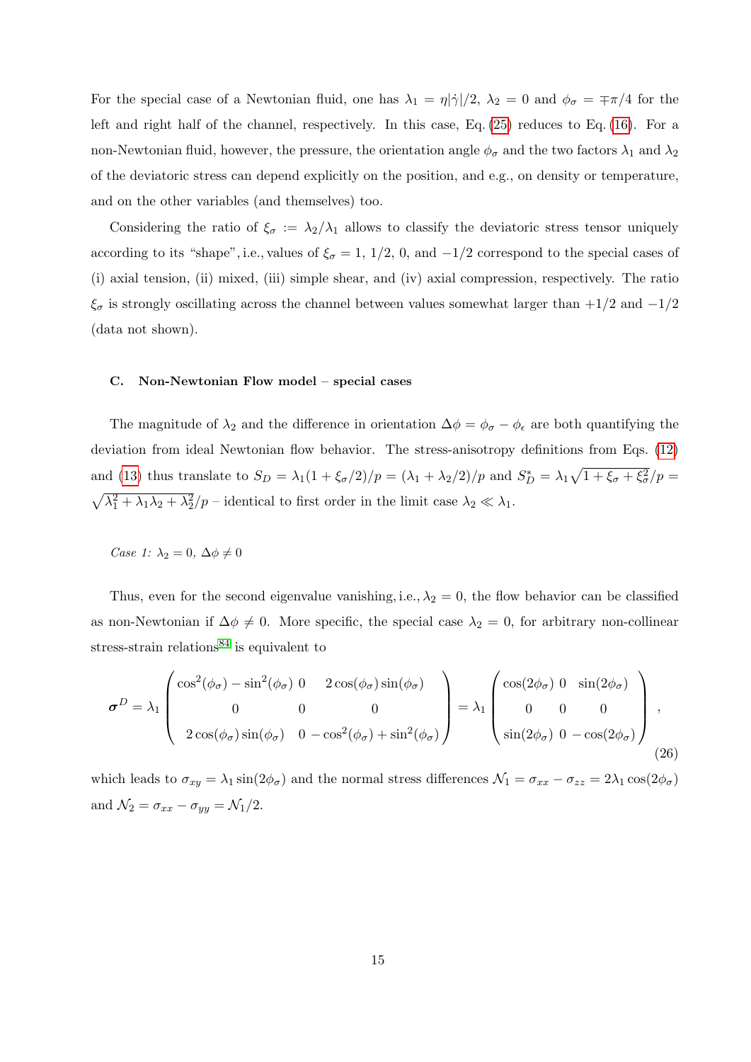For the special case of a Newtonian fluid, one has $\lambda_1 = \eta|\dot{\gamma}|/2$, $\lambda_2 = 0$ and $\phi_\sigma = \mp\pi/4$ for the left and right half of the channel, respectively. In this case, Eq. (25) reduces to Eq. (16). For a non-Newtonian fluid, however, the pressure, the orientation angle $\phi_\sigma$ and the two factors $\lambda_1$ and $\lambda_2$ of the deviatoric stress can depend explicitly on the position, and e.g., on density or temperature, and on the other variables (and themselves) too.

Considering the ratio of $\xi_\sigma := \lambda_2/\lambda_1$ allows to classify the deviatoric stress tensor uniquely according to its "shape", i.e., values of $\xi_\sigma = 1$, $1/2$, $0$, and $-1/2$ correspond to the special cases of (i) axial tension, (ii) mixed, (iii) simple shear, and (iv) axial compression, respectively. The ratio $\xi_\sigma$ is strongly oscillating across the channel between values somewhat larger than $+1/2$ and $-1/2$ (data not shown).

### C. Non-Newtonian Flow model – special cases

The magnitude of $\lambda_2$ and the difference in orientation $\Delta\phi = \phi_\sigma - \phi_\epsilon$ are both quantifying the deviation from ideal Newtonian flow behavior. The stress-anisotropy definitions from Eqs. (12) and (13) thus translate to $S_D = \lambda_1(1 + \xi_\sigma/2)/p = (\lambda_1 + \lambda_2/2)/p$ and $S_D^* = \lambda_1\sqrt{1 + \xi_\sigma + \xi_\sigma^2}/p = \sqrt{\lambda_1^2 + \lambda_1\lambda_2 + \lambda_2^2}/p$ – identical to first order in the limit case $\lambda_2 \ll \lambda_1$.

*Case 1: $\lambda_2 = 0$, $\Delta\phi \neq 0$*

Thus, even for the second eigenvalue vanishing, i.e., $\lambda_2 = 0$, the flow behavior can be classified as non-Newtonian if $\Delta\phi \neq 0$. More specific, the special case $\lambda_2 = 0$, for arbitrary non-collinear stress-strain relations[84] is equivalent to

$$
\boldsymbol{\sigma}^D = \lambda_1 \begin{pmatrix} \cos^2(\phi_\sigma) - \sin^2(\phi_\sigma) & 0 & 2\cos(\phi_\sigma)\sin(\phi_\sigma) \\ 0 & 0 & 0 \\ 2\cos(\phi_\sigma)\sin(\phi_\sigma) & 0 & -\cos^2(\phi_\sigma) + \sin^2(\phi_\sigma) \end{pmatrix} = \lambda_1 \begin{pmatrix} \cos(2\phi_\sigma) & 0 & \sin(2\phi_\sigma) \\ 0 & 0 & 0 \\ \sin(2\phi_\sigma) & 0 & -\cos(2\phi_\sigma) \end{pmatrix}, \tag{26}
$$

which leads to $\sigma_{xy} = \lambda_1 \sin(2\phi_\sigma)$ and the normal stress differences $\mathcal{N}_1 = \sigma_{xx} - \sigma_{zz} = 2\lambda_1\cos(2\phi_\sigma)$ and $\mathcal{N}_2 = \sigma_{xx} - \sigma_{yy} = \mathcal{N}_1/2$.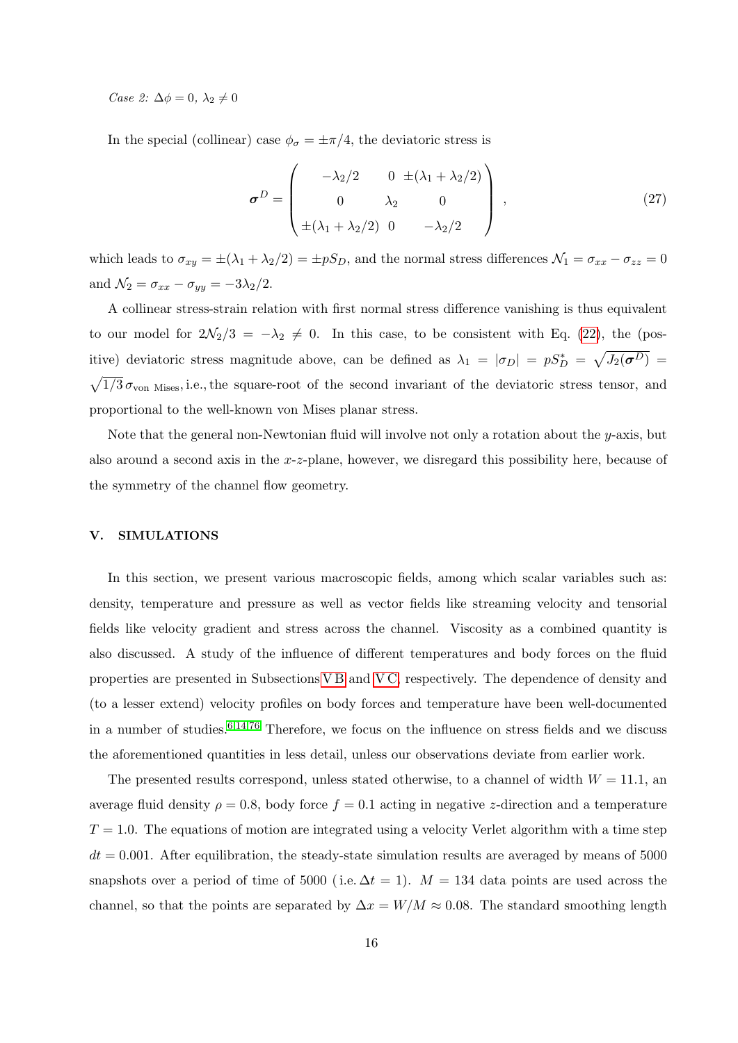*Case 2:* $\Delta\phi = 0$, $\lambda_2 \neq 0$

In the special (collinear) case $\phi_\sigma = \pm\pi/4$, the deviatoric stress is

$$\boldsymbol{\sigma}^D = \begin{pmatrix} -\lambda_2/2 & 0 & \pm(\lambda_1+\lambda_2/2) \\ 0 & \lambda_2 & 0 \\ \pm(\lambda_1+\lambda_2/2) & 0 & -\lambda_2/2 \end{pmatrix} , \tag{27}$$

which leads to $\sigma_{xy} = \pm(\lambda_1 + \lambda_2/2) = \pm p S_D$, and the normal stress differences $\mathcal{N}_1 = \sigma_{xx} - \sigma_{zz} = 0$ and $\mathcal{N}_2 = \sigma_{xx} - \sigma_{yy} = -3\lambda_2/2$.

A collinear stress-strain relation with first normal stress difference vanishing is thus equivalent to our model for $2\mathcal{N}_2/3 = -\lambda_2 \neq 0$. In this case, to be consistent with Eq. (22), the (positive) deviatoric stress magnitude above, can be defined as $\lambda_1 = |\sigma_D| = pS_D^* = \sqrt{J_2(\boldsymbol{\sigma}^D)} = \sqrt{1/3}\,\sigma_{\text{von Mises}}$, i.e., the square-root of the second invariant of the deviatoric stress tensor, and proportional to the well-known von Mises planar stress.

Note that the general non-Newtonian fluid will involve not only a rotation about the $y$-axis, but also around a second axis in the $x$-$z$-plane, however, we disregard this possibility here, because of the symmetry of the channel flow geometry.

## V. SIMULATIONS

In this section, we present various macroscopic fields, among which scalar variables such as: density, temperature and pressure as well as vector fields like streaming velocity and tensorial fields like velocity gradient and stress across the channel. Viscosity as a combined quantity is also discussed. A study of the influence of different temperatures and body forces on the fluid properties are presented in Subsections V B and V C, respectively. The dependence of density and (to a lesser extend) velocity profiles on body forces and temperature have been well-documented in a number of studies.[6,14,76] Therefore, we focus on the influence on stress fields and we discuss the aforementioned quantities in less detail, unless our observations deviate from earlier work.

The presented results correspond, unless stated otherwise, to a channel of width $W = 11.1$, an average fluid density $\rho = 0.8$, body force $f = 0.1$ acting in negative $z$-direction and a temperature $T = 1.0$. The equations of motion are integrated using a velocity Verlet algorithm with a time step $dt = 0.001$. After equilibration, the steady-state simulation results are averaged by means of 5000 snapshots over a period of time of 5000 (i.e. $\Delta t = 1$). $M = 134$ data points are used across the channel, so that the points are separated by $\Delta x = W/M \approx 0.08$. The standard smoothing length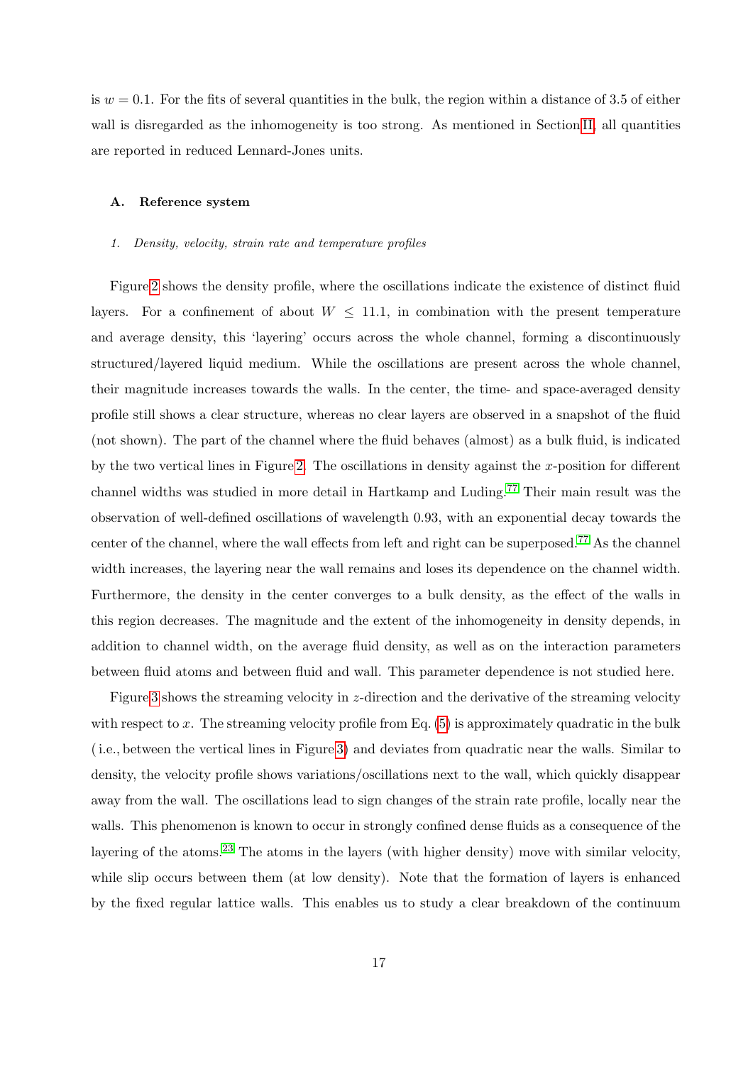is $w = 0.1$. For the fits of several quantities in the bulk, the region within a distance of 3.5 of either wall is disregarded as the inhomogeneity is too strong. As mentioned in Section II, all quantities are reported in reduced Lennard-Jones units.

### A. Reference system

#### 1. Density, velocity, strain rate and temperature profiles

Figure 2 shows the density profile, where the oscillations indicate the existence of distinct fluid layers. For a confinement of about $W \leq 11.1$, in combination with the present temperature and average density, this 'layering' occurs across the whole channel, forming a discontinuously structured/layered liquid medium. While the oscillations are present across the whole channel, their magnitude increases towards the walls. In the center, the time- and space-averaged density profile still shows a clear structure, whereas no clear layers are observed in a snapshot of the fluid (not shown). The part of the channel where the fluid behaves (almost) as a bulk fluid, is indicated by the two vertical lines in Figure 2. The oscillations in density against the $x$-position for different channel widths was studied in more detail in Hartkamp and Luding.[77] Their main result was the observation of well-defined oscillations of wavelength 0.93, with an exponential decay towards the center of the channel, where the wall effects from left and right can be superposed.[77] As the channel width increases, the layering near the wall remains and loses its dependence on the channel width. Furthermore, the density in the center converges to a bulk density, as the effect of the walls in this region decreases. The magnitude and the extent of the inhomogeneity in density depends, in addition to channel width, on the average fluid density, as well as on the interaction parameters between fluid atoms and between fluid and wall. This parameter dependence is not studied here.

Figure 3 shows the streaming velocity in $z$-direction and the derivative of the streaming velocity with respect to $x$. The streaming velocity profile from Eq. (5) is approximately quadratic in the bulk ( i.e., between the vertical lines in Figure 3) and deviates from quadratic near the walls. Similar to density, the velocity profile shows variations/oscillations next to the wall, which quickly disappear away from the wall. The oscillations lead to sign changes of the strain rate profile, locally near the walls. This phenomenon is known to occur in strongly confined dense fluids as a consequence of the layering of the atoms.[23] The atoms in the layers (with higher density) move with similar velocity, while slip occurs between them (at low density). Note that the formation of layers is enhanced by the fixed regular lattice walls. This enables us to study a clear breakdown of the continuum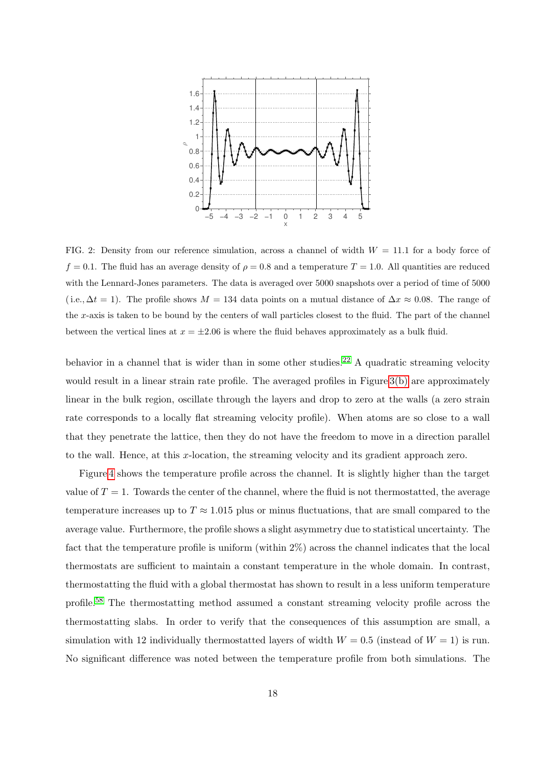FIG. 2: Density from our reference simulation, across a channel of width $W = 11.1$ for a body force of $f = 0.1$. The fluid has an average density of $\rho = 0.8$ and a temperature $T = 1.0$. All quantities are reduced with the Lennard-Jones parameters. The data is averaged over 5000 snapshots over a period of time of 5000 (i.e., $\Delta t = 1$). The profile shows $M = 134$ data points on a mutual distance of $\Delta x \approx 0.08$. The range of the $x$-axis is taken to be bound by the centers of wall particles closest to the fluid. The part of the channel between the vertical lines at $x = \pm 2.06$ is where the fluid behaves approximately as a bulk fluid.

behavior in a channel that is wider than in some other studies.[22] A quadratic streaming velocity would result in a linear strain rate profile. The averaged profiles in Figure 3(b) are approximately linear in the bulk region, oscillate through the layers and drop to zero at the walls (a zero strain rate corresponds to a locally flat streaming velocity profile). When atoms are so close to a wall that they penetrate the lattice, then they do not have the freedom to move in a direction parallel to the wall. Hence, at this $x$-location, the streaming velocity and its gradient approach zero.

Figure 4 shows the temperature profile across the channel. It is slightly higher than the target value of $T = 1$. Towards the center of the channel, where the fluid is not thermostatted, the average temperature increases up to $T \approx 1.015$ plus or minus fluctuations, that are small compared to the average value. Furthermore, the profile shows a slight asymmetry due to statistical uncertainty. The fact that the temperature profile is uniform (within 2%) across the channel indicates that the local thermostats are sufficient to maintain a constant temperature in the whole domain. In contrast, thermostatting the fluid with a global thermostat has shown to result in a less uniform temperature profile.[58] The thermostatting method assumed a constant streaming velocity profile across the thermostatting slabs. In order to verify that the consequences of this assumption are small, a simulation with 12 individually thermostatted layers of width $W = 0.5$ (instead of $W = 1$) is run. No significant difference was noted between the temperature profile from both simulations. The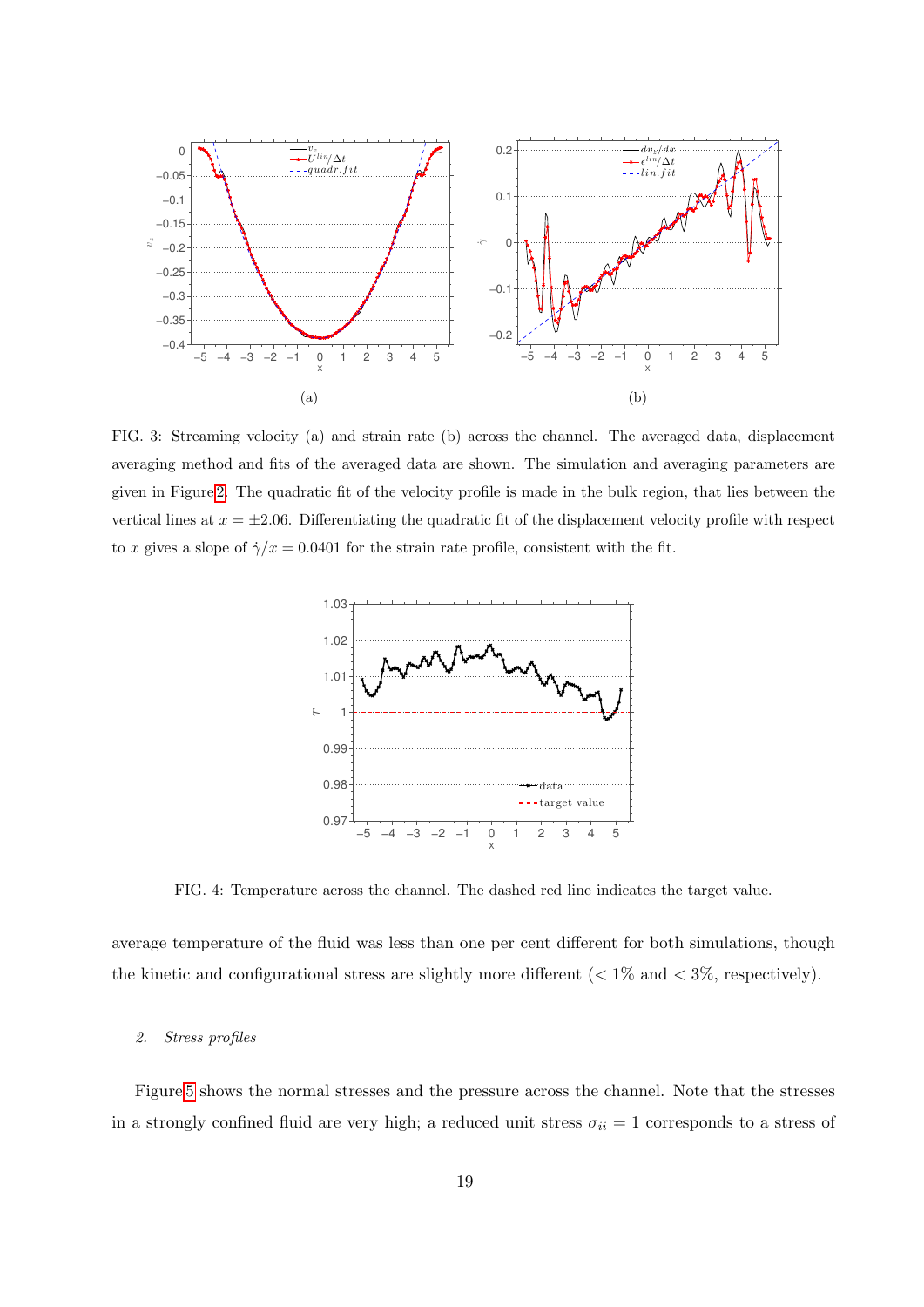FIG. 3: Streaming velocity (a) and strain rate (b) across the channel. The averaged data, displacement averaging method and fits of the averaged data are shown. The simulation and averaging parameters are given in Figure 2. The quadratic fit of the velocity profile is made in the bulk region, that lies between the vertical lines at $x = \pm 2.06$. Differentiating the quadratic fit of the displacement velocity profile with respect to $x$ gives a slope of $\dot{\gamma}/x = 0.0401$ for the strain rate profile, consistent with the fit.

FIG. 4: Temperature across the channel. The dashed red line indicates the target value.

average temperature of the fluid was less than one per cent different for both simulations, though the kinetic and configurational stress are slightly more different ($< 1\%$ and $< 3\%$, respectively).

### 2. Stress profiles

Figure 5 shows the normal stresses and the pressure across the channel. Note that the stresses in a strongly confined fluid are very high; a reduced unit stress $\sigma_{ii} = 1$ corresponds to a stress of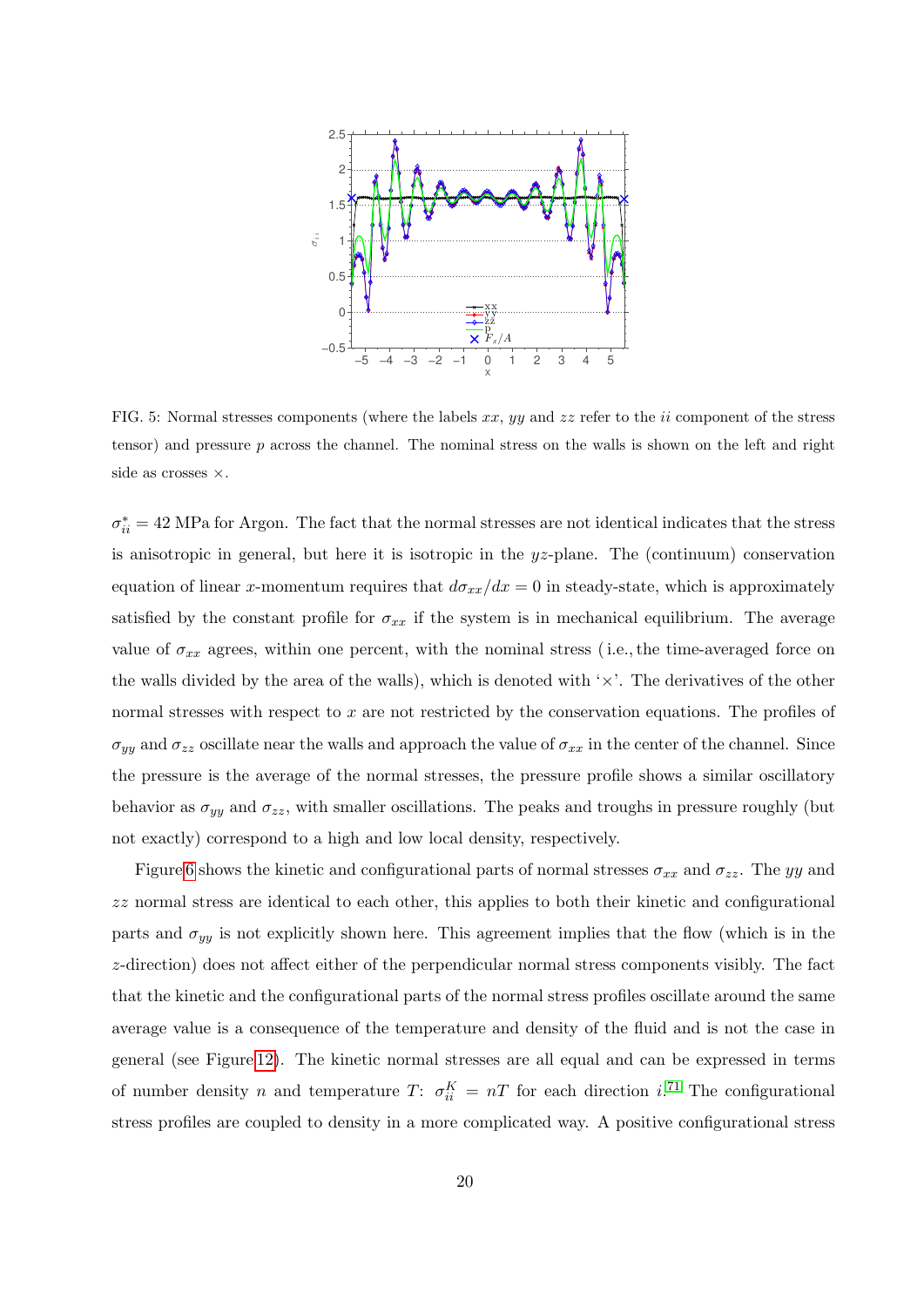FIG. 5: Normal stresses components (where the labels $xx$, $yy$ and $zz$ refer to the $ii$ component of the stress tensor) and pressure $p$ across the channel. The nominal stress on the walls is shown on the left and right side as crosses $\times$.

$\sigma_{ii}^* = 42$ MPa for Argon. The fact that the normal stresses are not identical indicates that the stress is anisotropic in general, but here it is isotropic in the $yz$-plane. The (continuum) conservation equation of linear $x$-momentum requires that $d\sigma_{xx}/dx = 0$ in steady-state, which is approximately satisfied by the constant profile for $\sigma_{xx}$ if the system is in mechanical equilibrium. The average value of $\sigma_{xx}$ agrees, within one percent, with the nominal stress (i.e., the time-averaged force on the walls divided by the area of the walls), which is denoted with '$\times$'. The derivatives of the other normal stresses with respect to $x$ are not restricted by the conservation equations. The profiles of $\sigma_{yy}$ and $\sigma_{zz}$ oscillate near the walls and approach the value of $\sigma_{xx}$ in the center of the channel. Since the pressure is the average of the normal stresses, the pressure profile shows a similar oscillatory behavior as $\sigma_{yy}$ and $\sigma_{zz}$, with smaller oscillations. The peaks and troughs in pressure roughly (but not exactly) correspond to a high and low local density, respectively.

Figure 6 shows the kinetic and configurational parts of normal stresses $\sigma_{xx}$ and $\sigma_{zz}$. The $yy$ and $zz$ normal stress are identical to each other, this applies to both their kinetic and configurational parts and $\sigma_{yy}$ is not explicitly shown here. This agreement implies that the flow (which is in the $z$-direction) does not affect either of the perpendicular normal stress components visibly. The fact that the kinetic and the configurational parts of the normal stress profiles oscillate around the same average value is a consequence of the temperature and density of the fluid and is not the case in general (see Figure 12). The kinetic normal stresses are all equal and can be expressed in terms of number density $n$ and temperature $T$: $\sigma_{ii}^K = nT$ for each direction $i$.[71] The configurational stress profiles are coupled to density in a more complicated way. A positive configurational stress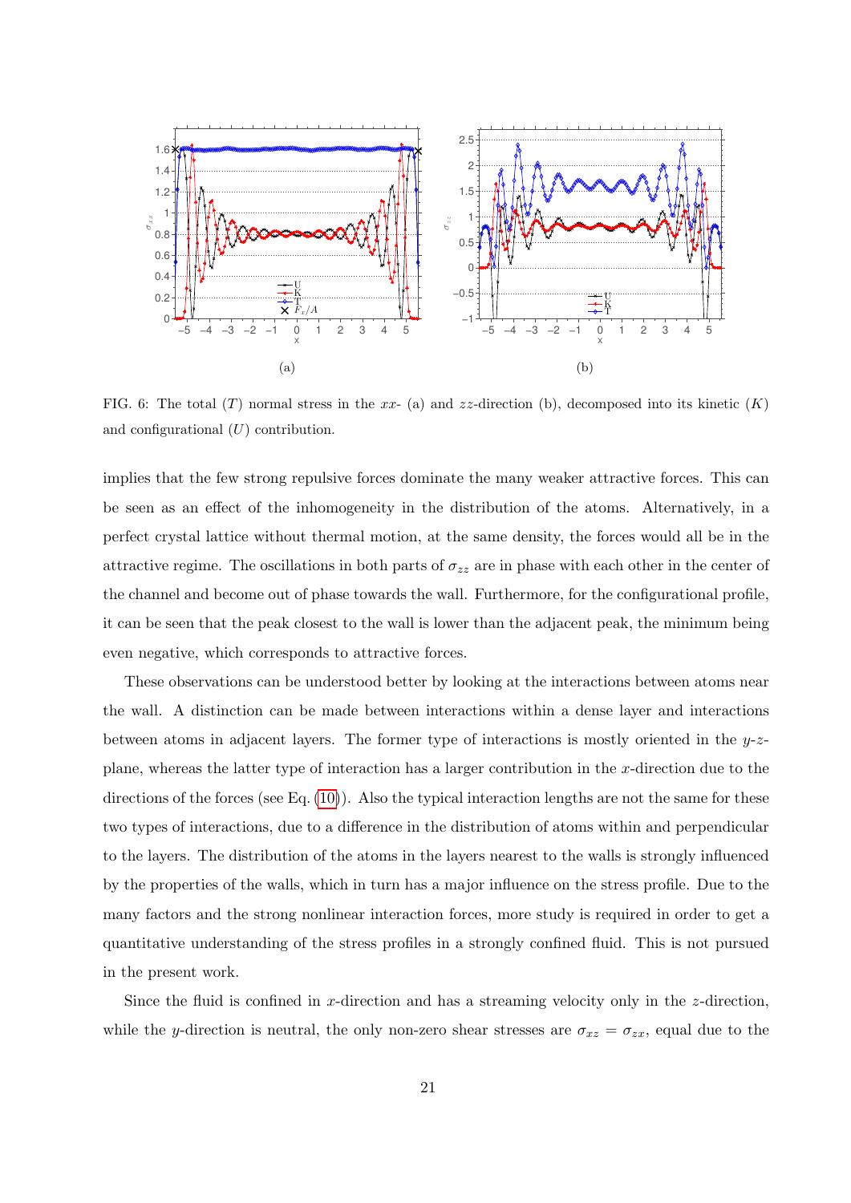FIG. 6: The total ($T$) normal stress in the $xx$- (a) and $zz$-direction (b), decomposed into its kinetic ($K$) and configurational ($U$) contribution.

implies that the few strong repulsive forces dominate the many weaker attractive forces. This can be seen as an effect of the inhomogeneity in the distribution of the atoms. Alternatively, in a perfect crystal lattice without thermal motion, at the same density, the forces would all be in the attractive regime. The oscillations in both parts of $\sigma_{zz}$ are in phase with each other in the center of the channel and become out of phase towards the wall. Furthermore, for the configurational profile, it can be seen that the peak closest to the wall is lower than the adjacent peak, the minimum being even negative, which corresponds to attractive forces.

These observations can be understood better by looking at the interactions between atoms near the wall. A distinction can be made between interactions within a dense layer and interactions between atoms in adjacent layers. The former type of interactions is mostly oriented in the $y$-$z$-plane, whereas the latter type of interaction has a larger contribution in the $x$-direction due to the directions of the forces (see Eq. (10)). Also the typical interaction lengths are not the same for these two types of interactions, due to a difference in the distribution of atoms within and perpendicular to the layers. The distribution of the atoms in the layers nearest to the walls is strongly influenced by the properties of the walls, which in turn has a major influence on the stress profile. Due to the many factors and the strong nonlinear interaction forces, more study is required in order to get a quantitative understanding of the stress profiles in a strongly confined fluid. This is not pursued in the present work.

Since the fluid is confined in $x$-direction and has a streaming velocity only in the $z$-direction, while the $y$-direction is neutral, the only non-zero shear stresses are $\sigma_{xz} = \sigma_{zx}$, equal due to the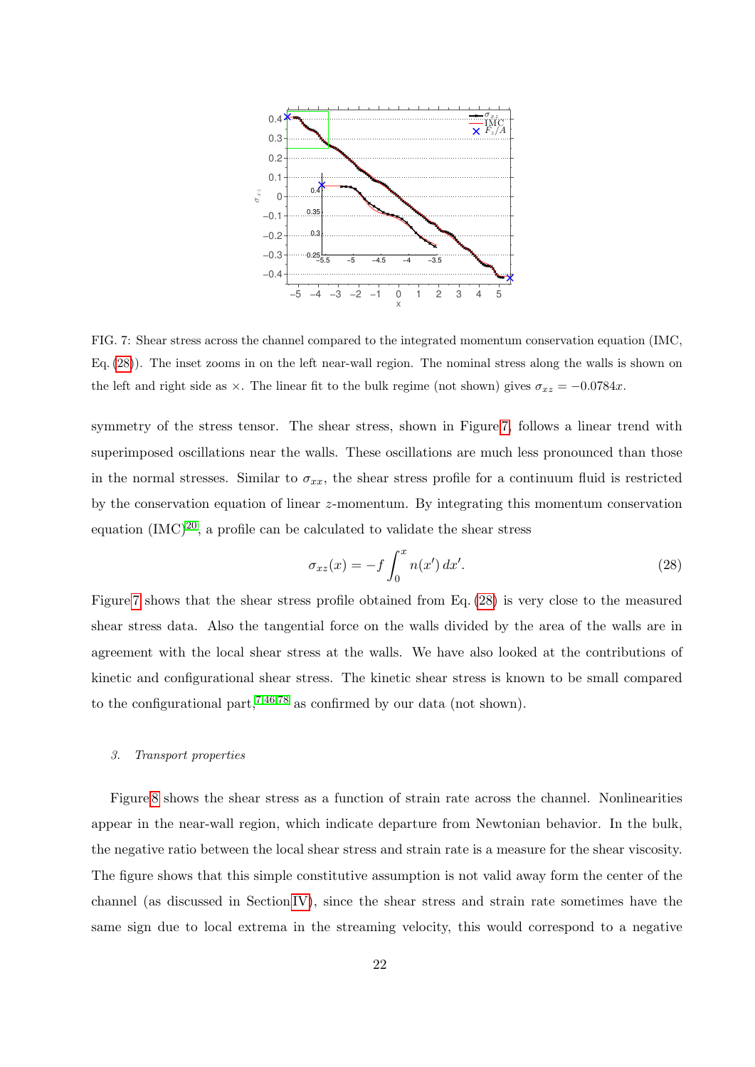FIG. 7: Shear stress across the channel compared to the integrated momentum conservation equation (IMC, Eq. (28)). The inset zooms in on the left near-wall region. The nominal stress along the walls is shown on the left and right side as $\times$. The linear fit to the bulk regime (not shown) gives $\sigma_{xz} = -0.0784x$.

symmetry of the stress tensor. The shear stress, shown in Figure 7, follows a linear trend with superimposed oscillations near the walls. These oscillations are much less pronounced than those in the normal stresses. Similar to $\sigma_{xx}$, the shear stress profile for a continuum fluid is restricted by the conservation equation of linear $z$-momentum. By integrating this momentum conservation equation (IMC)[20], a profile can be calculated to validate the shear stress

$$\sigma_{xz}(x) = -f \int_0^x n(x')\, dx'. \tag{28}$$

Figure 7 shows that the shear stress profile obtained from Eq. (28) is very close to the measured shear stress data. Also the tangential force on the walls divided by the area of the walls are in agreement with the local shear stress at the walls. We have also looked at the contributions of kinetic and configurational shear stress. The kinetic shear stress is known to be small compared to the configurational part,[7,46,78] as confirmed by our data (not shown).

### 3. *Transport properties*

Figure 8 shows the shear stress as a function of strain rate across the channel. Nonlinearities appear in the near-wall region, which indicate departure from Newtonian behavior. In the bulk, the negative ratio between the local shear stress and strain rate is a measure for the shear viscosity. The figure shows that this simple constitutive assumption is not valid away form the center of the channel (as discussed in Section IV), since the shear stress and strain rate sometimes have the same sign due to local extrema in the streaming velocity, this would correspond to a negative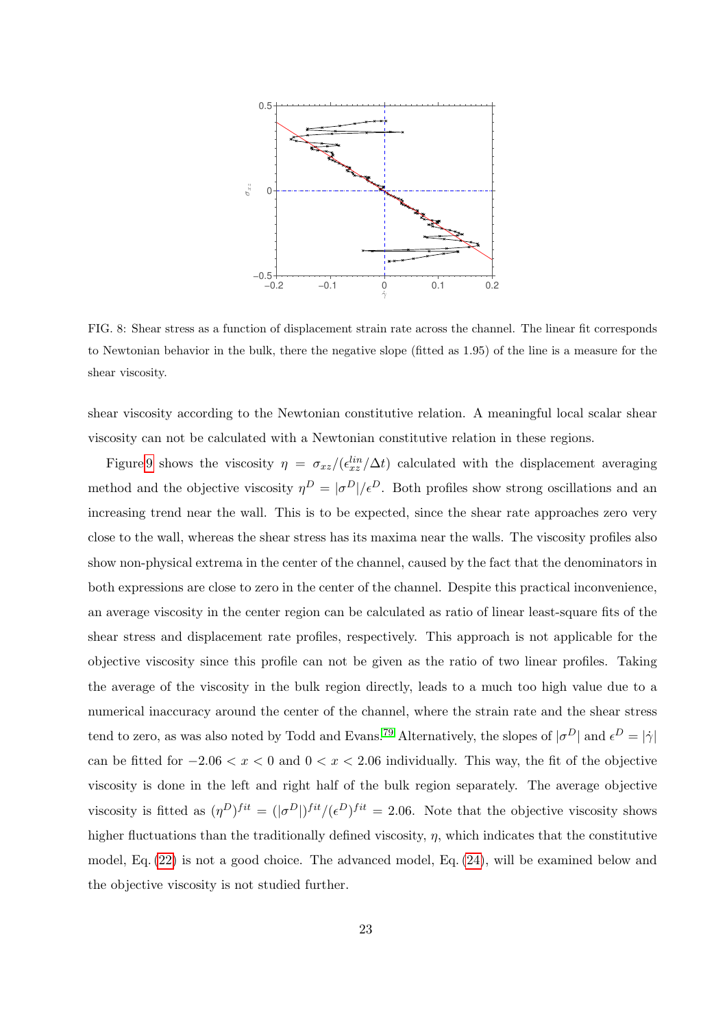FIG. 8: Shear stress as a function of displacement strain rate across the channel. The linear fit corresponds to Newtonian behavior in the bulk, there the negative slope (fitted as 1.95) of the line is a measure for the shear viscosity.

shear viscosity according to the Newtonian constitutive relation. A meaningful local scalar shear viscosity can not be calculated with a Newtonian constitutive relation in these regions.

Figure 9 shows the viscosity $\eta = \sigma_{xz}/(\epsilon_{xz}^{lin}/\Delta t)$ calculated with the displacement averaging method and the objective viscosity $\eta^D = |\sigma^D|/\epsilon^D$. Both profiles show strong oscillations and an increasing trend near the wall. This is to be expected, since the shear rate approaches zero very close to the wall, whereas the shear stress has its maxima near the walls. The viscosity profiles also show non-physical extrema in the center of the channel, caused by the fact that the denominators in both expressions are close to zero in the center of the channel. Despite this practical inconvenience, an average viscosity in the center region can be calculated as ratio of linear least-square fits of the shear stress and displacement rate profiles, respectively. This approach is not applicable for the objective viscosity since this profile can not be given as the ratio of two linear profiles. Taking the average of the viscosity in the bulk region directly, leads to a much too high value due to a numerical inaccuracy around the center of the channel, where the strain rate and the shear stress tend to zero, as was also noted by Todd and Evans.[79] Alternatively, the slopes of $|\sigma^D|$ and $\epsilon^D = |\dot{\gamma}|$ can be fitted for $-2.06 < x < 0$ and $0 < x < 2.06$ individually. This way, the fit of the objective viscosity is done in the left and right half of the bulk region separately. The average objective viscosity is fitted as $(\eta^D)^{fit} = (|\sigma^D|)^{fit}/(\epsilon^D)^{fit} = 2.06$. Note that the objective viscosity shows higher fluctuations than the traditionally defined viscosity, $\eta$, which indicates that the constitutive model, Eq. (22) is not a good choice. The advanced model, Eq. (24), will be examined below and the objective viscosity is not studied further.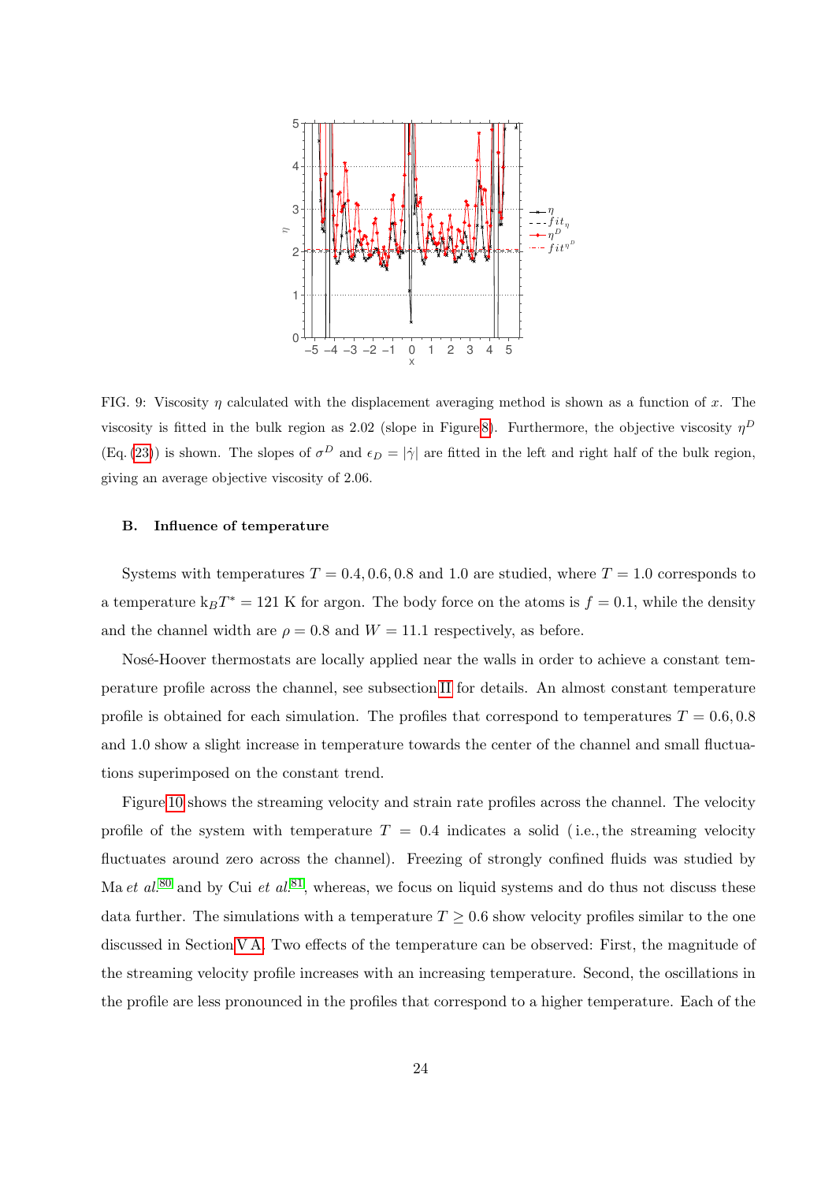FIG. 9: Viscosity $\eta$ calculated with the displacement averaging method is shown as a function of $x$. The viscosity is fitted in the bulk region as 2.02 (slope in Figure 8). Furthermore, the objective viscosity $\eta^D$ (Eq. (23)) is shown. The slopes of $\sigma^D$ and $\epsilon_D = |\dot{\gamma}|$ are fitted in the left and right half of the bulk region, giving an average objective viscosity of 2.06.

### B. Influence of temperature

Systems with temperatures $T = 0.4, 0.6, 0.8$ and $1.0$ are studied, where $T = 1.0$ corresponds to a temperature $k_B T^* = 121$ K for argon. The body force on the atoms is $f = 0.1$, while the density and the channel width are $\rho = 0.8$ and $W = 11.1$ respectively, as before.

Nosé-Hoover thermostats are locally applied near the walls in order to achieve a constant temperature profile across the channel, see subsection II for details. An almost constant temperature profile is obtained for each simulation. The profiles that correspond to temperatures $T = 0.6, 0.8$ and $1.0$ show a slight increase in temperature towards the center of the channel and small fluctuations superimposed on the constant trend.

Figure 10 shows the streaming velocity and strain rate profiles across the channel. The velocity profile of the system with temperature $T = 0.4$ indicates a solid (i.e., the streaming velocity fluctuates around zero across the channel). Freezing of strongly confined fluids was studied by Ma *et al.*[80] and by Cui *et al.*[81], whereas, we focus on liquid systems and do thus not discuss these data further. The simulations with a temperature $T \geq 0.6$ show velocity profiles similar to the one discussed in Section V A. Two effects of the temperature can be observed: First, the magnitude of the streaming velocity profile increases with an increasing temperature. Second, the oscillations in the profile are less pronounced in the profiles that correspond to a higher temperature. Each of the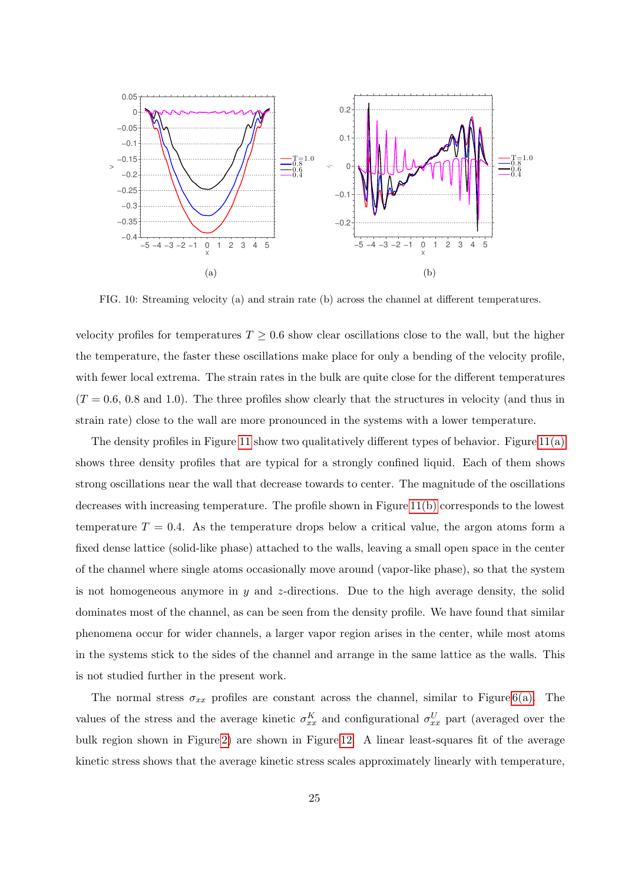FIG. 10: Streaming velocity (a) and strain rate (b) across the channel at different temperatures.

velocity profiles for temperatures $T \geq 0.6$ show clear oscillations close to the wall, but the higher the temperature, the faster these oscillations make place for only a bending of the velocity profile, with fewer local extrema. The strain rates in the bulk are quite close for the different temperatures ($T = 0.6$, 0.8 and 1.0). The three profiles show clearly that the structures in velocity (and thus in strain rate) close to the wall are more pronounced in the systems with a lower temperature.

The density profiles in Figure 11 show two qualitatively different types of behavior. Figure 11(a) shows three density profiles that are typical for a strongly confined liquid. Each of them shows strong oscillations near the wall that decrease towards to center. The magnitude of the oscillations decreases with increasing temperature. The profile shown in Figure 11(b) corresponds to the lowest temperature $T = 0.4$. As the temperature drops below a critical value, the argon atoms form a fixed dense lattice (solid-like phase) attached to the walls, leaving a small open space in the center of the channel where single atoms occasionally move around (vapor-like phase), so that the system is not homogeneous anymore in $y$ and $z$-directions. Due to the high average density, the solid dominates most of the channel, as can be seen from the density profile. We have found that similar phenomena occur for wider channels, a larger vapor region arises in the center, while most atoms in the systems stick to the sides of the channel and arrange in the same lattice as the walls. This is not studied further in the present work.

The normal stress $\sigma_{xx}$ profiles are constant across the channel, similar to Figure 6(a). The values of the stress and the average kinetic $\sigma_{xx}^K$ and configurational $\sigma_{xx}^U$ part (averaged over the bulk region shown in Figure 2) are shown in Figure 12. A linear least-squares fit of the average kinetic stress shows that the average kinetic stress scales approximately linearly with temperature,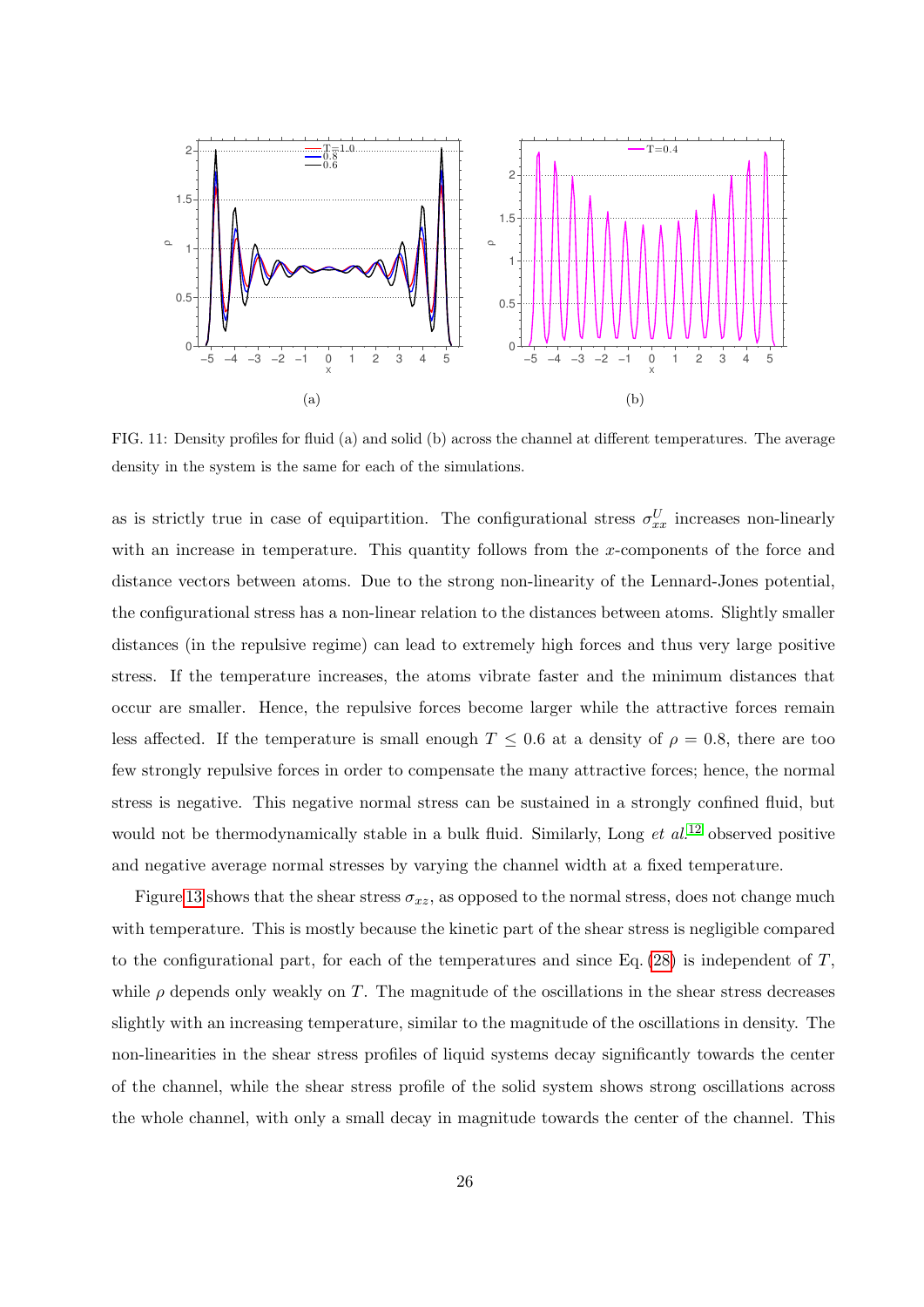FIG. 11: Density profiles for fluid (a) and solid (b) across the channel at different temperatures. The average density in the system is the same for each of the simulations.

as is strictly true in case of equipartition. The configurational stress $\sigma^U_{xx}$ increases non-linearly with an increase in temperature. This quantity follows from the $x$-components of the force and distance vectors between atoms. Due to the strong non-linearity of the Lennard-Jones potential, the configurational stress has a non-linear relation to the distances between atoms. Slightly smaller distances (in the repulsive regime) can lead to extremely high forces and thus very large positive stress. If the temperature increases, the atoms vibrate faster and the minimum distances that occur are smaller. Hence, the repulsive forces become larger while the attractive forces remain less affected. If the temperature is small enough $T \leq 0.6$ at a density of $\rho = 0.8$, there are too few strongly repulsive forces in order to compensate the many attractive forces; hence, the normal stress is negative. This negative normal stress can be sustained in a strongly confined fluid, but would not be thermodynamically stable in a bulk fluid. Similarly, Long *et al.*[12] observed positive and negative average normal stresses by varying the channel width at a fixed temperature.

Figure 13 shows that the shear stress $\sigma_{xz}$, as opposed to the normal stress, does not change much with temperature. This is mostly because the kinetic part of the shear stress is negligible compared to the configurational part, for each of the temperatures and since Eq. (28) is independent of $T$, while $\rho$ depends only weakly on $T$. The magnitude of the oscillations in the shear stress decreases slightly with an increasing temperature, similar to the magnitude of the oscillations in density. The non-linearities in the shear stress profiles of liquid systems decay significantly towards the center of the channel, while the shear stress profile of the solid system shows strong oscillations across the whole channel, with only a small decay in magnitude towards the center of the channel. This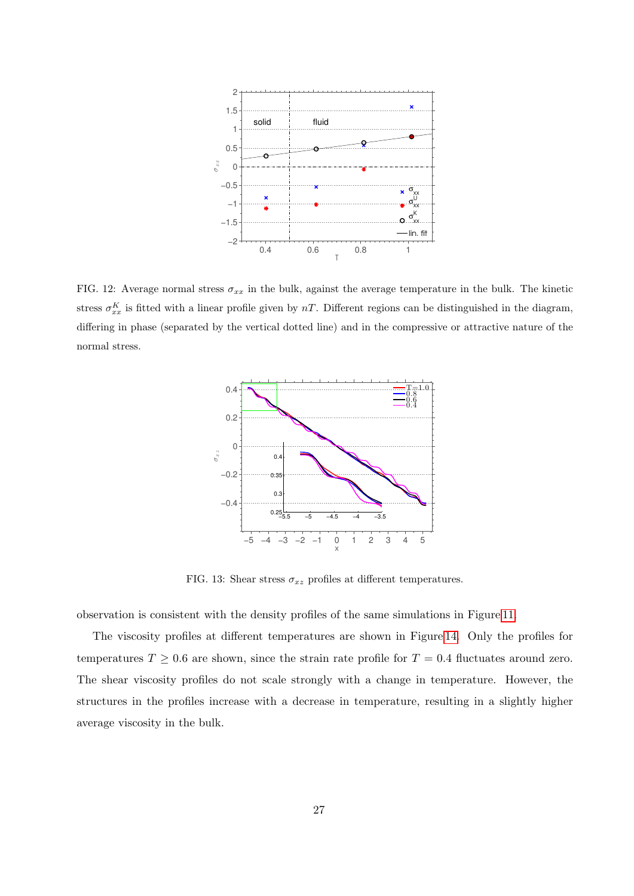FIG. 12: Average normal stress $\sigma_{xx}$ in the bulk, against the average temperature in the bulk. The kinetic stress $\sigma_{xx}^K$ is fitted with a linear profile given by $nT$. Different regions can be distinguished in the diagram, differing in phase (separated by the vertical dotted line) and in the compressive or attractive nature of the normal stress.

FIG. 13: Shear stress $\sigma_{xz}$ profiles at different temperatures.

observation is consistent with the density profiles of the same simulations in Figure 11.

The viscosity profiles at different temperatures are shown in Figure 14. Only the profiles for temperatures $T \geq 0.6$ are shown, since the strain rate profile for $T = 0.4$ fluctuates around zero. The shear viscosity profiles do not scale strongly with a change in temperature. However, the structures in the profiles increase with a decrease in temperature, resulting in a slightly higher average viscosity in the bulk.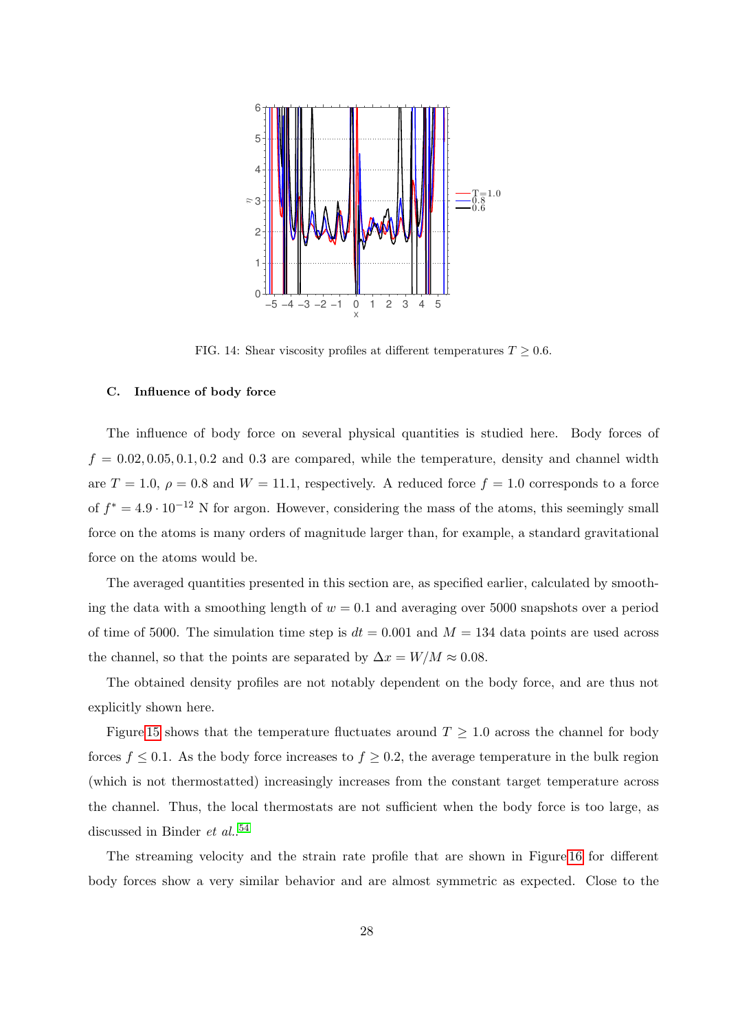FIG. 14: Shear viscosity profiles at different temperatures $T \geq 0.6$.

### C. Influence of body force

The influence of body force on several physical quantities is studied here. Body forces of $f = 0.02, 0.05, 0.1, 0.2$ and $0.3$ are compared, while the temperature, density and channel width are $T = 1.0$, $\rho = 0.8$ and $W = 11.1$, respectively. A reduced force $f = 1.0$ corresponds to a force of $f^* = 4.9 \cdot 10^{-12}$ N for argon. However, considering the mass of the atoms, this seemingly small force on the atoms is many orders of magnitude larger than, for example, a standard gravitational force on the atoms would be.

The averaged quantities presented in this section are, as specified earlier, calculated by smoothing the data with a smoothing length of $w = 0.1$ and averaging over 5000 snapshots over a period of time of 5000. The simulation time step is $dt = 0.001$ and $M = 134$ data points are used across the channel, so that the points are separated by $\Delta x = W/M \approx 0.08$.

The obtained density profiles are not notably dependent on the body force, and are thus not explicitly shown here.

Figure 15 shows that the temperature fluctuates around $T \geq 1.0$ across the channel for body forces $f \leq 0.1$. As the body force increases to $f \geq 0.2$, the average temperature in the bulk region (which is not thermostatted) increasingly increases from the constant target temperature across the channel. Thus, the local thermostats are not sufficient when the body force is too large, as discussed in Binder *et al.*.[54]

The streaming velocity and the strain rate profile that are shown in Figure 16 for different body forces show a very similar behavior and are almost symmetric as expected. Close to the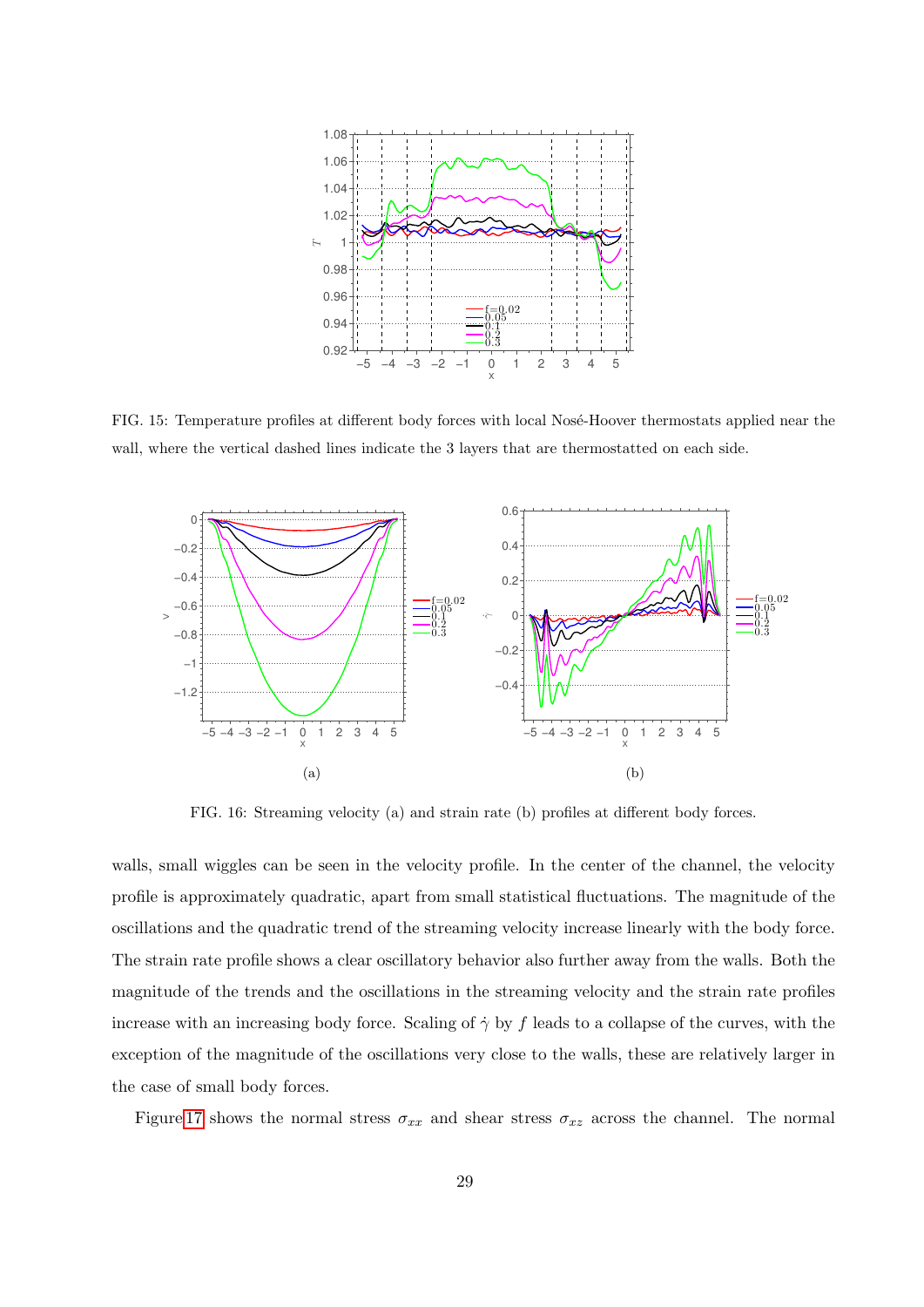FIG. 15: Temperature profiles at different body forces with local Nosé-Hoover thermostats applied near the wall, where the vertical dashed lines indicate the 3 layers that are thermostatted on each side.

(a)

(b)

FIG. 16: Streaming velocity (a) and strain rate (b) profiles at different body forces.

walls, small wiggles can be seen in the velocity profile. In the center of the channel, the velocity profile is approximately quadratic, apart from small statistical fluctuations. The magnitude of the oscillations and the quadratic trend of the streaming velocity increase linearly with the body force. The strain rate profile shows a clear oscillatory behavior also further away from the walls. Both the magnitude of the trends and the oscillations in the streaming velocity and the strain rate profiles increase with an increasing body force. Scaling of $\dot{\gamma}$ by $f$ leads to a collapse of the curves, with the exception of the magnitude of the oscillations very close to the walls, these are relatively larger in the case of small body forces.

Figure 17 shows the normal stress $\sigma_{xx}$ and shear stress $\sigma_{xz}$ across the channel. The normal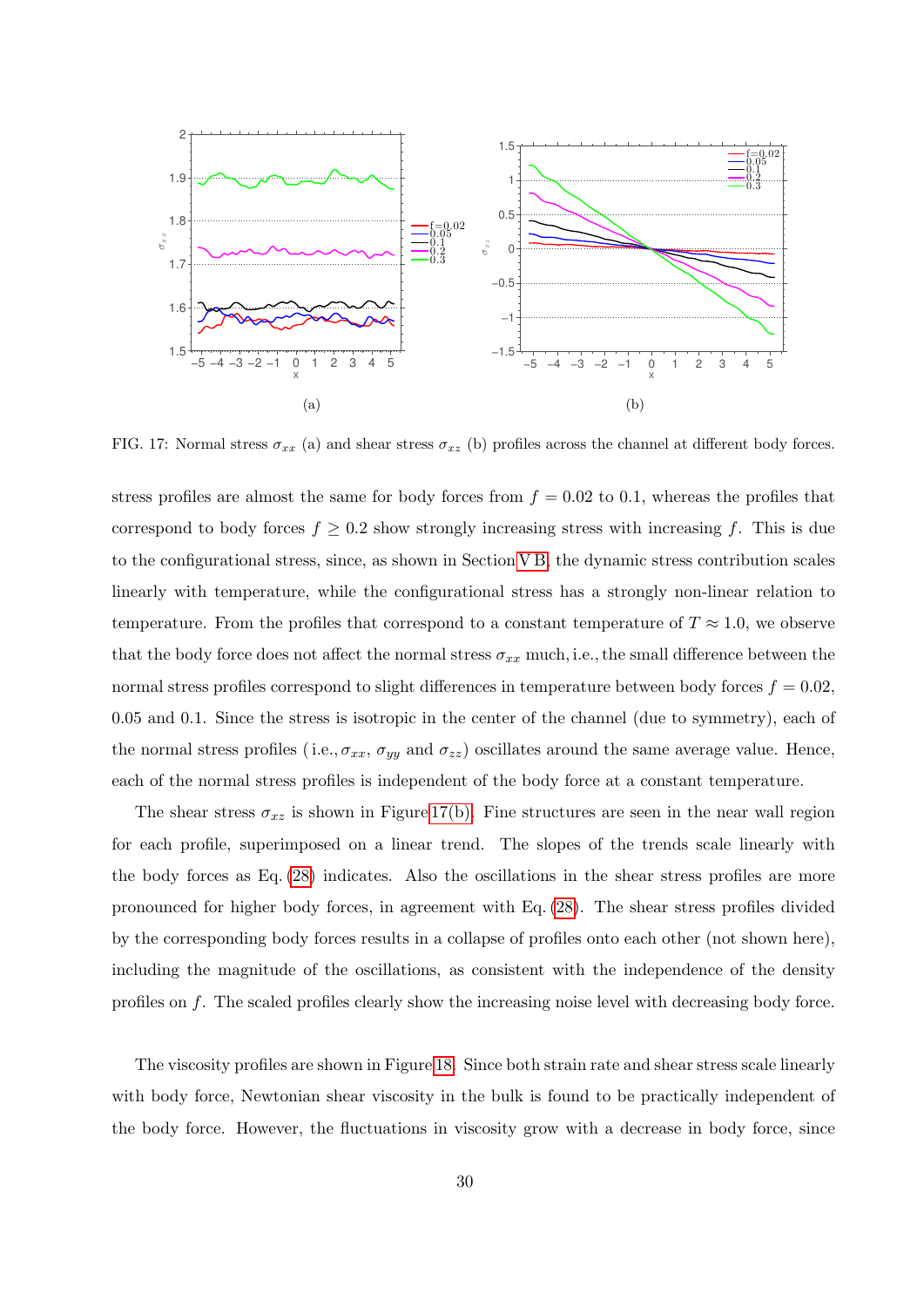FIG. 17: Normal stress $\sigma_{xx}$ (a) and shear stress $\sigma_{xz}$ (b) profiles across the channel at different body forces.

stress profiles are almost the same for body forces from $f = 0.02$ to 0.1, whereas the profiles that correspond to body forces $f \geq 0.2$ show strongly increasing stress with increasing $f$. This is due to the configurational stress, since, as shown in Section V B, the dynamic stress contribution scales linearly with temperature, while the configurational stress has a strongly non-linear relation to temperature. From the profiles that correspond to a constant temperature of $T \approx 1.0$, we observe that the body force does not affect the normal stress $\sigma_{xx}$ much, i.e., the small difference between the normal stress profiles correspond to slight differences in temperature between body forces $f = 0.02$, 0.05 and 0.1. Since the stress is isotropic in the center of the channel (due to symmetry), each of the normal stress profiles ( i.e., $\sigma_{xx}$, $\sigma_{yy}$ and $\sigma_{zz}$) oscillates around the same average value. Hence, each of the normal stress profiles is independent of the body force at a constant temperature.

The shear stress $\sigma_{xz}$ is shown in Figure 17(b). Fine structures are seen in the near wall region for each profile, superimposed on a linear trend. The slopes of the trends scale linearly with the body forces as Eq. (28) indicates. Also the oscillations in the shear stress profiles are more pronounced for higher body forces, in agreement with Eq. (28). The shear stress profiles divided by the corresponding body forces results in a collapse of profiles onto each other (not shown here), including the magnitude of the oscillations, as consistent with the independence of the density profiles on $f$. The scaled profiles clearly show the increasing noise level with decreasing body force.

The viscosity profiles are shown in Figure 18. Since both strain rate and shear stress scale linearly with body force, Newtonian shear viscosity in the bulk is found to be practically independent of the body force. However, the fluctuations in viscosity grow with a decrease in body force, since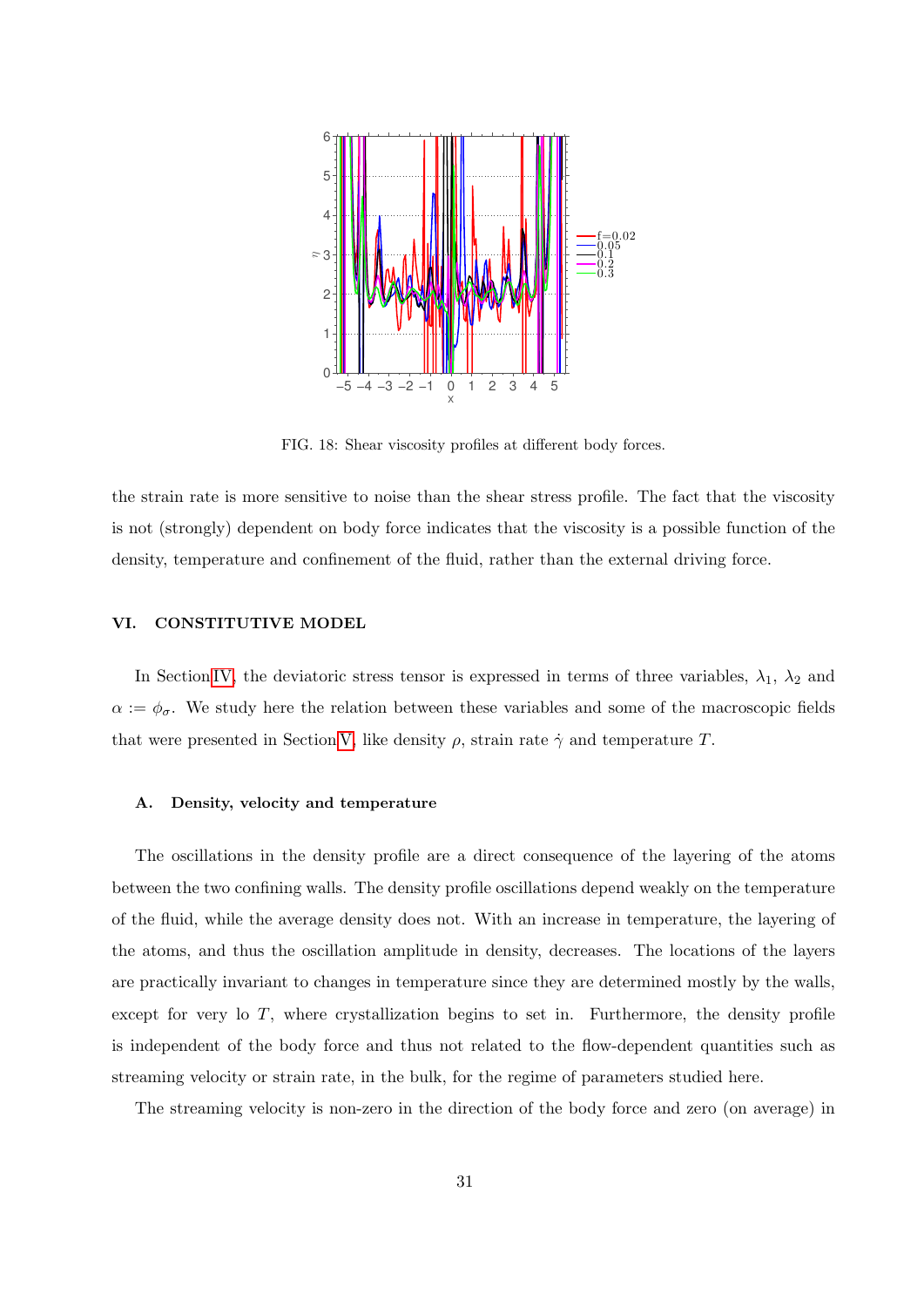FIG. 18: Shear viscosity profiles at different body forces.

the strain rate is more sensitive to noise than the shear stress profile. The fact that the viscosity is not (strongly) dependent on body force indicates that the viscosity is a possible function of the density, temperature and confinement of the fluid, rather than the external driving force.

## VI. CONSTITUTIVE MODEL

In Section IV, the deviatoric stress tensor is expressed in terms of three variables, $\lambda_1$, $\lambda_2$ and $\alpha := \phi_\sigma$. We study here the relation between these variables and some of the macroscopic fields that were presented in Section V, like density $\rho$, strain rate $\dot{\gamma}$ and temperature $T$.

### A. Density, velocity and temperature

The oscillations in the density profile are a direct consequence of the layering of the atoms between the two confining walls. The density profile oscillations depend weakly on the temperature of the fluid, while the average density does not. With an increase in temperature, the layering of the atoms, and thus the oscillation amplitude in density, decreases. The locations of the layers are practically invariant to changes in temperature since they are determined mostly by the walls, except for very lo $T$, where crystallization begins to set in. Furthermore, the density profile is independent of the body force and thus not related to the flow-dependent quantities such as streaming velocity or strain rate, in the bulk, for the regime of parameters studied here.

The streaming velocity is non-zero in the direction of the body force and zero (on average) in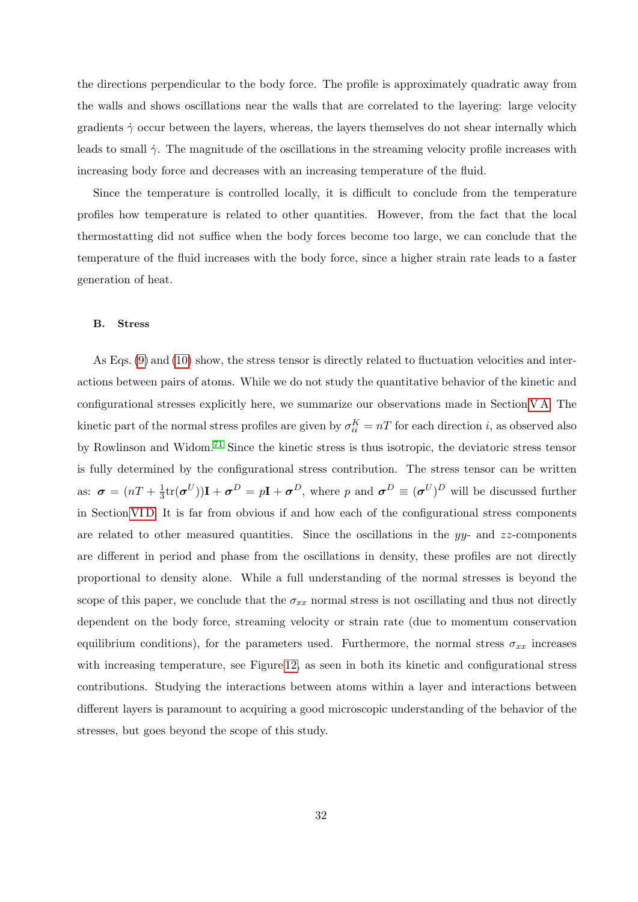the directions perpendicular to the body force. The profile is approximately quadratic away from the walls and shows oscillations near the walls that are correlated to the layering: large velocity gradients $\dot{\gamma}$ occur between the layers, whereas, the layers themselves do not shear internally which leads to small $\dot{\gamma}$. The magnitude of the oscillations in the streaming velocity profile increases with increasing body force and decreases with an increasing temperature of the fluid.

Since the temperature is controlled locally, it is difficult to conclude from the temperature profiles how temperature is related to other quantities. However, from the fact that the local thermostatting did not suffice when the body forces become too large, we can conclude that the temperature of the fluid increases with the body force, since a higher strain rate leads to a faster generation of heat.

### B. Stress

As Eqs. (9) and (10) show, the stress tensor is directly related to fluctuation velocities and interactions between pairs of atoms. While we do not study the quantitative behavior of the kinetic and configurational stresses explicitly here, we summarize our observations made in Section V A. The kinetic part of the normal stress profiles are given by $\sigma_{ii}^K = nT$ for each direction $i$, as observed also by Rowlinson and Widom.[71] Since the kinetic stress is thus isotropic, the deviatoric stress tensor is fully determined by the configurational stress contribution. The stress tensor can be written as: $\boldsymbol{\sigma} = (nT + \frac{1}{3}\mathrm{tr}(\boldsymbol{\sigma}^U))\mathbf{I} + \boldsymbol{\sigma}^D = p\mathbf{I} + \boldsymbol{\sigma}^D$, where $p$ and $\boldsymbol{\sigma}^D \equiv (\boldsymbol{\sigma}^U)^D$ will be discussed further in Section VI D. It is far from obvious if and how each of the configurational stress components are related to other measured quantities. Since the oscillations in the $yy$- and $zz$-components are different in period and phase from the oscillations in density, these profiles are not directly proportional to density alone. While a full understanding of the normal stresses is beyond the scope of this paper, we conclude that the $\sigma_{xx}$ normal stress is not oscillating and thus not directly dependent on the body force, streaming velocity or strain rate (due to momentum conservation equilibrium conditions), for the parameters used. Furthermore, the normal stress $\sigma_{xx}$ increases with increasing temperature, see Figure 12, as seen in both its kinetic and configurational stress contributions. Studying the interactions between atoms within a layer and interactions between different layers is paramount to acquiring a good microscopic understanding of the behavior of the stresses, but goes beyond the scope of this study.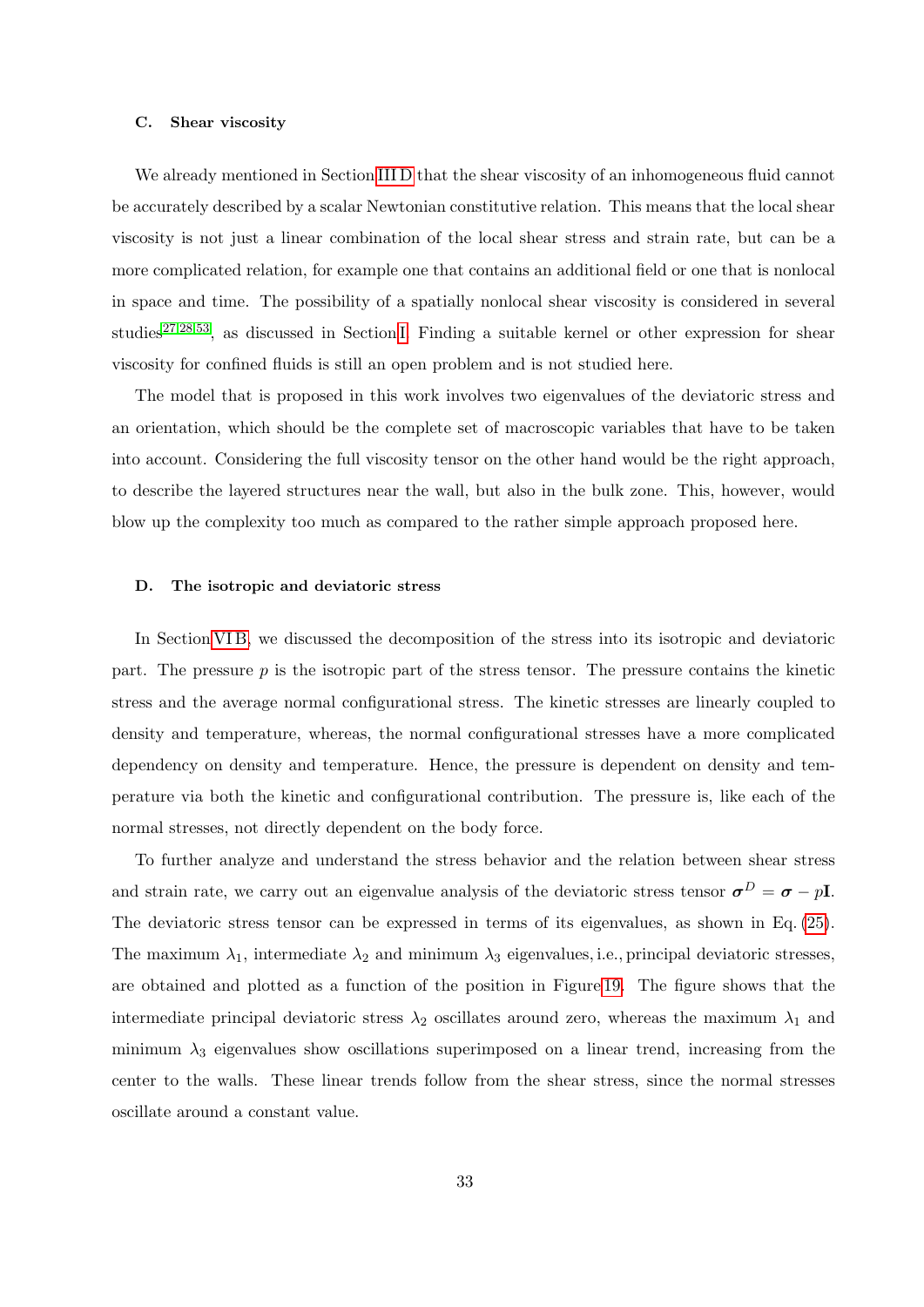### C. Shear viscosity

We already mentioned in Section III D that the shear viscosity of an inhomogeneous fluid cannot be accurately described by a scalar Newtonian constitutive relation. This means that the local shear viscosity is not just a linear combination of the local shear stress and strain rate, but can be a more complicated relation, for example one that contains an additional field or one that is nonlocal in space and time. The possibility of a spatially nonlocal shear viscosity is considered in several studies[27,28,53], as discussed in Section I. Finding a suitable kernel or other expression for shear viscosity for confined fluids is still an open problem and is not studied here.

The model that is proposed in this work involves two eigenvalues of the deviatoric stress and an orientation, which should be the complete set of macroscopic variables that have to be taken into account. Considering the full viscosity tensor on the other hand would be the right approach, to describe the layered structures near the wall, but also in the bulk zone. This, however, would blow up the complexity too much as compared to the rather simple approach proposed here.

### D. The isotropic and deviatoric stress

In Section VI B, we discussed the decomposition of the stress into its isotropic and deviatoric part. The pressure $p$ is the isotropic part of the stress tensor. The pressure contains the kinetic stress and the average normal configurational stress. The kinetic stresses are linearly coupled to density and temperature, whereas, the normal configurational stresses have a more complicated dependency on density and temperature. Hence, the pressure is dependent on density and temperature via both the kinetic and configurational contribution. The pressure is, like each of the normal stresses, not directly dependent on the body force.

To further analyze and understand the stress behavior and the relation between shear stress and strain rate, we carry out an eigenvalue analysis of the deviatoric stress tensor $\boldsymbol{\sigma}^D = \boldsymbol{\sigma} - p\mathbf{I}$. The deviatoric stress tensor can be expressed in terms of its eigenvalues, as shown in Eq. (25). The maximum $\lambda_1$, intermediate $\lambda_2$ and minimum $\lambda_3$ eigenvalues, i.e., principal deviatoric stresses, are obtained and plotted as a function of the position in Figure 19. The figure shows that the intermediate principal deviatoric stress $\lambda_2$ oscillates around zero, whereas the maximum $\lambda_1$ and minimum $\lambda_3$ eigenvalues show oscillations superimposed on a linear trend, increasing from the center to the walls. These linear trends follow from the shear stress, since the normal stresses oscillate around a constant value.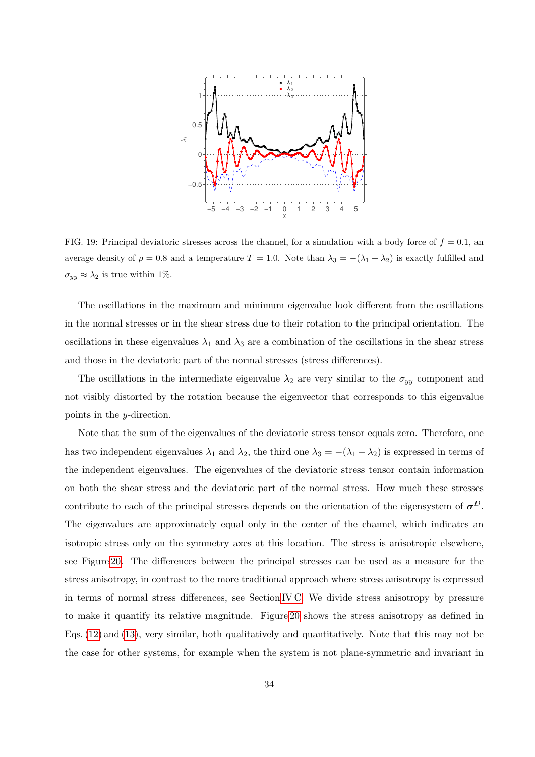FIG. 19: Principal deviatoric stresses across the channel, for a simulation with a body force of $f = 0.1$, an average density of $\rho = 0.8$ and a temperature $T = 1.0$. Note than $\lambda_3 = -(\lambda_1 + \lambda_2)$ is exactly fulfilled and $\sigma_{yy} \approx \lambda_2$ is true within 1%.

The oscillations in the maximum and minimum eigenvalue look different from the oscillations in the normal stresses or in the shear stress due to their rotation to the principal orientation. The oscillations in these eigenvalues $\lambda_1$ and $\lambda_3$ are a combination of the oscillations in the shear stress and those in the deviatoric part of the normal stresses (stress differences).

The oscillations in the intermediate eigenvalue $\lambda_2$ are very similar to the $\sigma_{yy}$ component and not visibly distorted by the rotation because the eigenvector that corresponds to this eigenvalue points in the $y$-direction.

Note that the sum of the eigenvalues of the deviatoric stress tensor equals zero. Therefore, one has two independent eigenvalues $\lambda_1$ and $\lambda_2$, the third one $\lambda_3 = -(\lambda_1 + \lambda_2)$ is expressed in terms of the independent eigenvalues. The eigenvalues of the deviatoric stress tensor contain information on both the shear stress and the deviatoric part of the normal stress. How much these stresses contribute to each of the principal stresses depends on the orientation of the eigensystem of $\boldsymbol{\sigma}^D$. The eigenvalues are approximately equal only in the center of the channel, which indicates an isotropic stress only on the symmetry axes at this location. The stress is anisotropic elsewhere, see Figure 20. The differences between the principal stresses can be used as a measure for the stress anisotropy, in contrast to the more traditional approach where stress anisotropy is expressed in terms of normal stress differences, see Section IV C. We divide stress anisotropy by pressure to make it quantify its relative magnitude. Figure 20 shows the stress anisotropy as defined in Eqs. (12) and (13), very similar, both qualitatively and quantitatively. Note that this may not be the case for other systems, for example when the system is not plane-symmetric and invariant in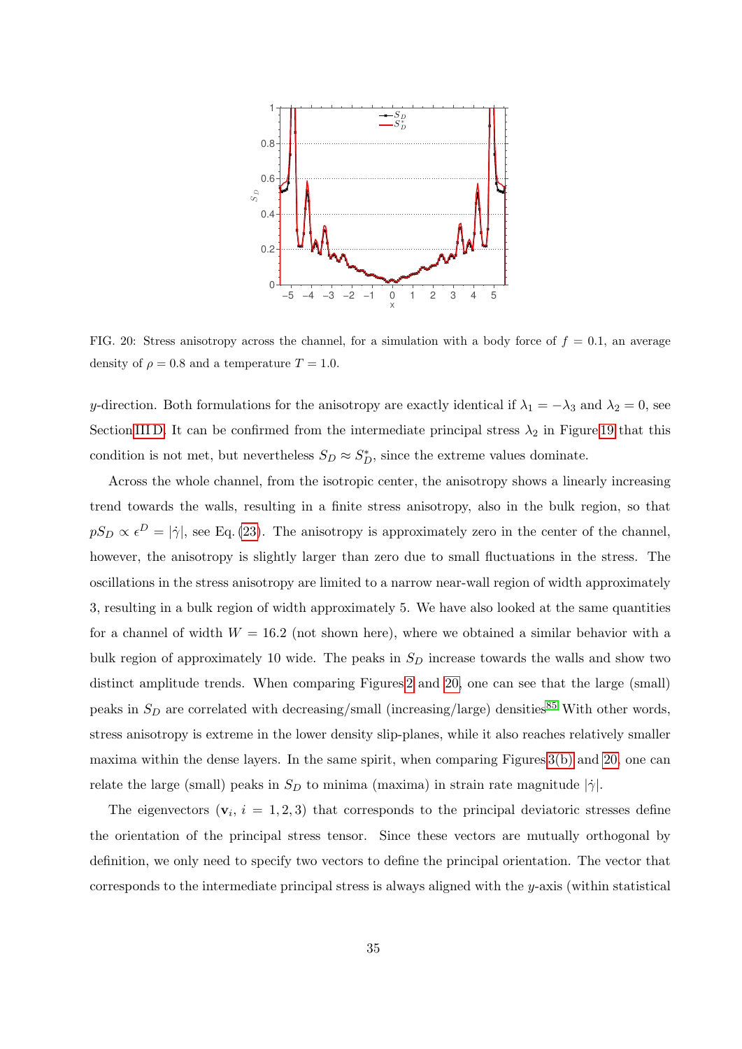FIG. 20: Stress anisotropy across the channel, for a simulation with a body force of $f = 0.1$, an average density of $\rho = 0.8$ and a temperature $T = 1.0$.

$y$-direction. Both formulations for the anisotropy are exactly identical if $\lambda_1 = -\lambda_3$ and $\lambda_2 = 0$, see Section III D. It can be confirmed from the intermediate principal stress $\lambda_2$ in Figure 19 that this condition is not met, but nevertheless $S_D \approx S_D^*$, since the extreme values dominate.

Across the whole channel, from the isotropic center, the anisotropy shows a linearly increasing trend towards the walls, resulting in a finite stress anisotropy, also in the bulk region, so that $pS_D \propto \epsilon^D = |\dot{\gamma}|$, see Eq. (23). The anisotropy is approximately zero in the center of the channel, however, the anisotropy is slightly larger than zero due to small fluctuations in the stress. The oscillations in the stress anisotropy are limited to a narrow near-wall region of width approximately 3, resulting in a bulk region of width approximately 5. We have also looked at the same quantities for a channel of width $W = 16.2$ (not shown here), where we obtained a similar behavior with a bulk region of approximately 10 wide. The peaks in $S_D$ increase towards the walls and show two distinct amplitude trends. When comparing Figures 2 and 20, one can see that the large (small) peaks in $S_D$ are correlated with decreasing/small (increasing/large) densities[85] With other words, stress anisotropy is extreme in the lower density slip-planes, while it also reaches relatively smaller maxima within the dense layers. In the same spirit, when comparing Figures 3(b) and 20, one can relate the large (small) peaks in $S_D$ to minima (maxima) in strain rate magnitude $|\dot{\gamma}|$.

The eigenvectors ($\mathbf{v}_i$, $i = 1, 2, 3$) that corresponds to the principal deviatoric stresses define the orientation of the principal stress tensor. Since these vectors are mutually orthogonal by definition, we only need to specify two vectors to define the principal orientation. The vector that corresponds to the intermediate principal stress is always aligned with the $y$-axis (within statistical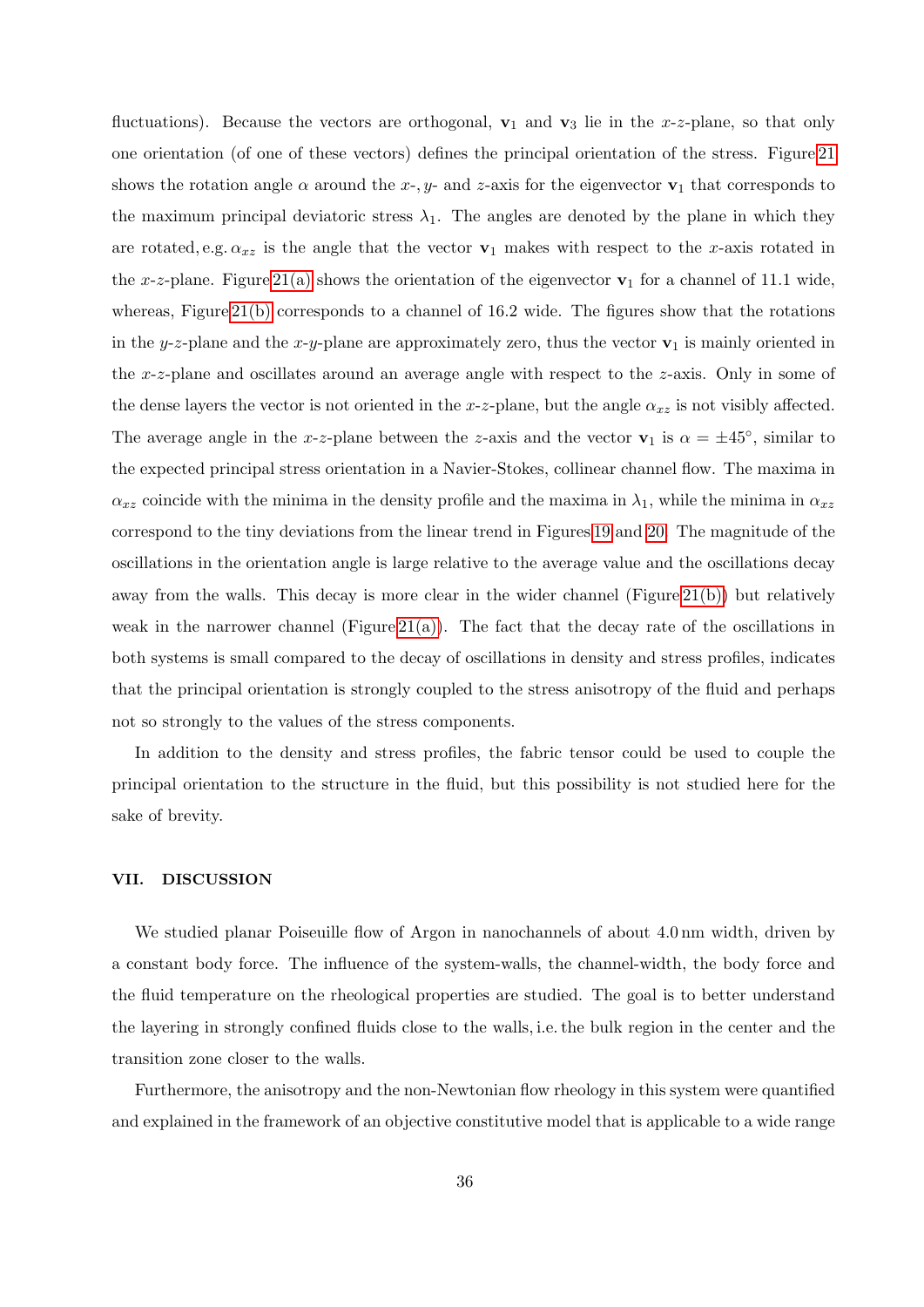fluctuations). Because the vectors are orthogonal, $\mathbf{v}_1$ and $\mathbf{v}_3$ lie in the $x$-$z$-plane, so that only one orientation (of one of these vectors) defines the principal orientation of the stress. Figure 21 shows the rotation angle $\alpha$ around the $x$-, $y$- and $z$-axis for the eigenvector $\mathbf{v}_1$ that corresponds to the maximum principal deviatoric stress $\lambda_1$. The angles are denoted by the plane in which they are rotated, e.g. $\alpha_{xz}$ is the angle that the vector $\mathbf{v}_1$ makes with respect to the $x$-axis rotated in the $x$-$z$-plane. Figure 21(a) shows the orientation of the eigenvector $\mathbf{v}_1$ for a channel of 11.1 wide, whereas, Figure 21(b) corresponds to a channel of 16.2 wide. The figures show that the rotations in the $y$-$z$-plane and the $x$-$y$-plane are approximately zero, thus the vector $\mathbf{v}_1$ is mainly oriented in the $x$-$z$-plane and oscillates around an average angle with respect to the $z$-axis. Only in some of the dense layers the vector is not oriented in the $x$-$z$-plane, but the angle $\alpha_{xz}$ is not visibly affected. The average angle in the $x$-$z$-plane between the $z$-axis and the vector $\mathbf{v}_1$ is $\alpha = \pm 45°$, similar to the expected principal stress orientation in a Navier-Stokes, collinear channel flow. The maxima in $\alpha_{xz}$ coincide with the minima in the density profile and the maxima in $\lambda_1$, while the minima in $\alpha_{xz}$ correspond to the tiny deviations from the linear trend in Figures 19 and 20. The magnitude of the oscillations in the orientation angle is large relative to the average value and the oscillations decay away from the walls. This decay is more clear in the wider channel (Figure 21(b)) but relatively weak in the narrower channel (Figure 21(a)). The fact that the decay rate of the oscillations in both systems is small compared to the decay of oscillations in density and stress profiles, indicates that the principal orientation is strongly coupled to the stress anisotropy of the fluid and perhaps not so strongly to the values of the stress components.

In addition to the density and stress profiles, the fabric tensor could be used to couple the principal orientation to the structure in the fluid, but this possibility is not studied here for the sake of brevity.

## VII. DISCUSSION

We studied planar Poiseuille flow of Argon in nanochannels of about 4.0 nm width, driven by a constant body force. The influence of the system-walls, the channel-width, the body force and the fluid temperature on the rheological properties are studied. The goal is to better understand the layering in strongly confined fluids close to the walls, i.e. the bulk region in the center and the transition zone closer to the walls.

Furthermore, the anisotropy and the non-Newtonian flow rheology in this system were quantified and explained in the framework of an objective constitutive model that is applicable to a wide range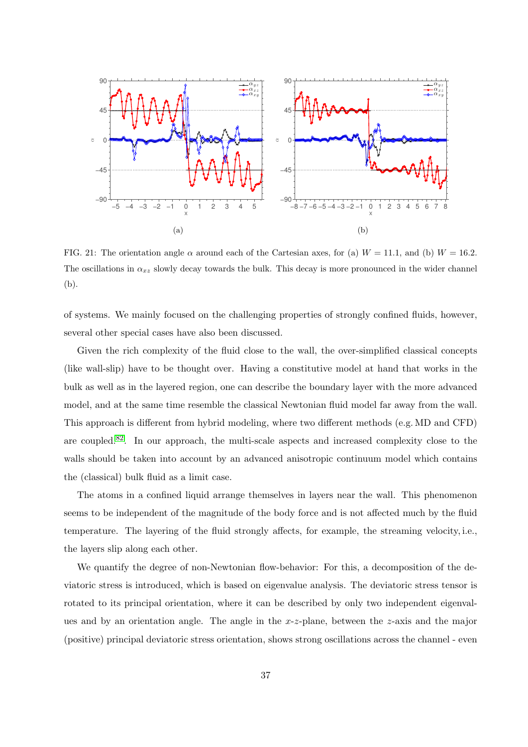FIG. 21: The orientation angle $\alpha$ around each of the Cartesian axes, for (a) $W = 11.1$, and (b) $W = 16.2$. The oscillations in $\alpha_{xz}$ slowly decay towards the bulk. This decay is more pronounced in the wider channel (b).

of systems. We mainly focused on the challenging properties of strongly confined fluids, however, several other special cases have also been discussed.

Given the rich complexity of the fluid close to the wall, the over-simplified classical concepts (like wall-slip) have to be thought over. Having a constitutive model at hand that works in the bulk as well as in the layered region, one can describe the boundary layer with the more advanced model, and at the same time resemble the classical Newtonian fluid model far away from the wall. This approach is different from hybrid modeling, where two different methods (e.g. MD and CFD) are coupled[82]. In our approach, the multi-scale aspects and increased complexity close to the walls should be taken into account by an advanced anisotropic continuum model which contains the (classical) bulk fluid as a limit case.

The atoms in a confined liquid arrange themselves in layers near the wall. This phenomenon seems to be independent of the magnitude of the body force and is not affected much by the fluid temperature. The layering of the fluid strongly affects, for example, the streaming velocity, i.e., the layers slip along each other.

We quantify the degree of non-Newtonian flow-behavior: For this, a decomposition of the deviatoric stress is introduced, which is based on eigenvalue analysis. The deviatoric stress tensor is rotated to its principal orientation, where it can be described by only two independent eigenvalues and by an orientation angle. The angle in the $x$-$z$-plane, between the $z$-axis and the major (positive) principal deviatoric stress orientation, shows strong oscillations across the channel - even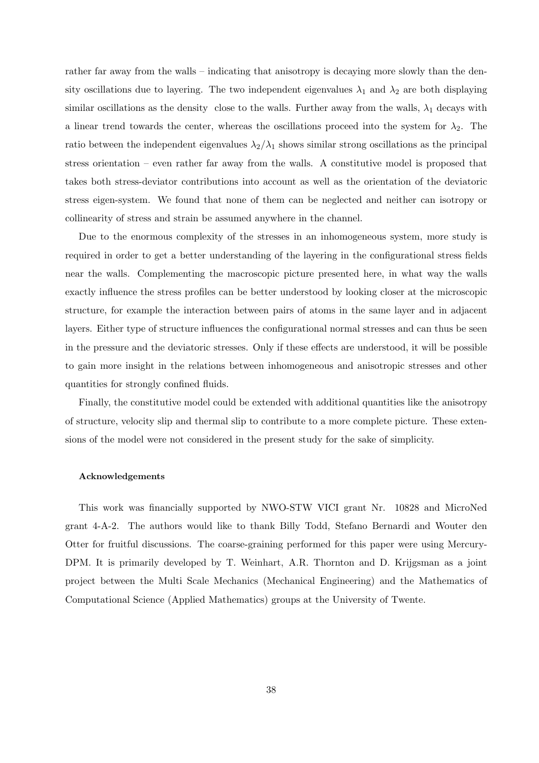rather far away from the walls – indicating that anisotropy is decaying more slowly than the density oscillations due to layering. The two independent eigenvalues $\lambda_1$ and $\lambda_2$ are both displaying similar oscillations as the density close to the walls. Further away from the walls, $\lambda_1$ decays with a linear trend towards the center, whereas the oscillations proceed into the system for $\lambda_2$. The ratio between the independent eigenvalues $\lambda_2/\lambda_1$ shows similar strong oscillations as the principal stress orientation – even rather far away from the walls. A constitutive model is proposed that takes both stress-deviator contributions into account as well as the orientation of the deviatoric stress eigen-system. We found that none of them can be neglected and neither can isotropy or collinearity of stress and strain be assumed anywhere in the channel.

Due to the enormous complexity of the stresses in an inhomogeneous system, more study is required in order to get a better understanding of the layering in the configurational stress fields near the walls. Complementing the macroscopic picture presented here, in what way the walls exactly influence the stress profiles can be better understood by looking closer at the microscopic structure, for example the interaction between pairs of atoms in the same layer and in adjacent layers. Either type of structure influences the configurational normal stresses and can thus be seen in the pressure and the deviatoric stresses. Only if these effects are understood, it will be possible to gain more insight in the relations between inhomogeneous and anisotropic stresses and other quantities for strongly confined fluids.

Finally, the constitutive model could be extended with additional quantities like the anisotropy of structure, velocity slip and thermal slip to contribute to a more complete picture. These extensions of the model were not considered in the present study for the sake of simplicity.

#### Acknowledgements

This work was financially supported by NWO-STW VICI grant Nr. 10828 and MicroNed grant 4-A-2. The authors would like to thank Billy Todd, Stefano Bernardi and Wouter den Otter for fruitful discussions. The coarse-graining performed for this paper were using Mercury-DPM. It is primarily developed by T. Weinhart, A.R. Thornton and D. Krijgsman as a joint project between the Multi Scale Mechanics (Mechanical Engineering) and the Mathematics of Computational Science (Applied Mathematics) groups at the University of Twente.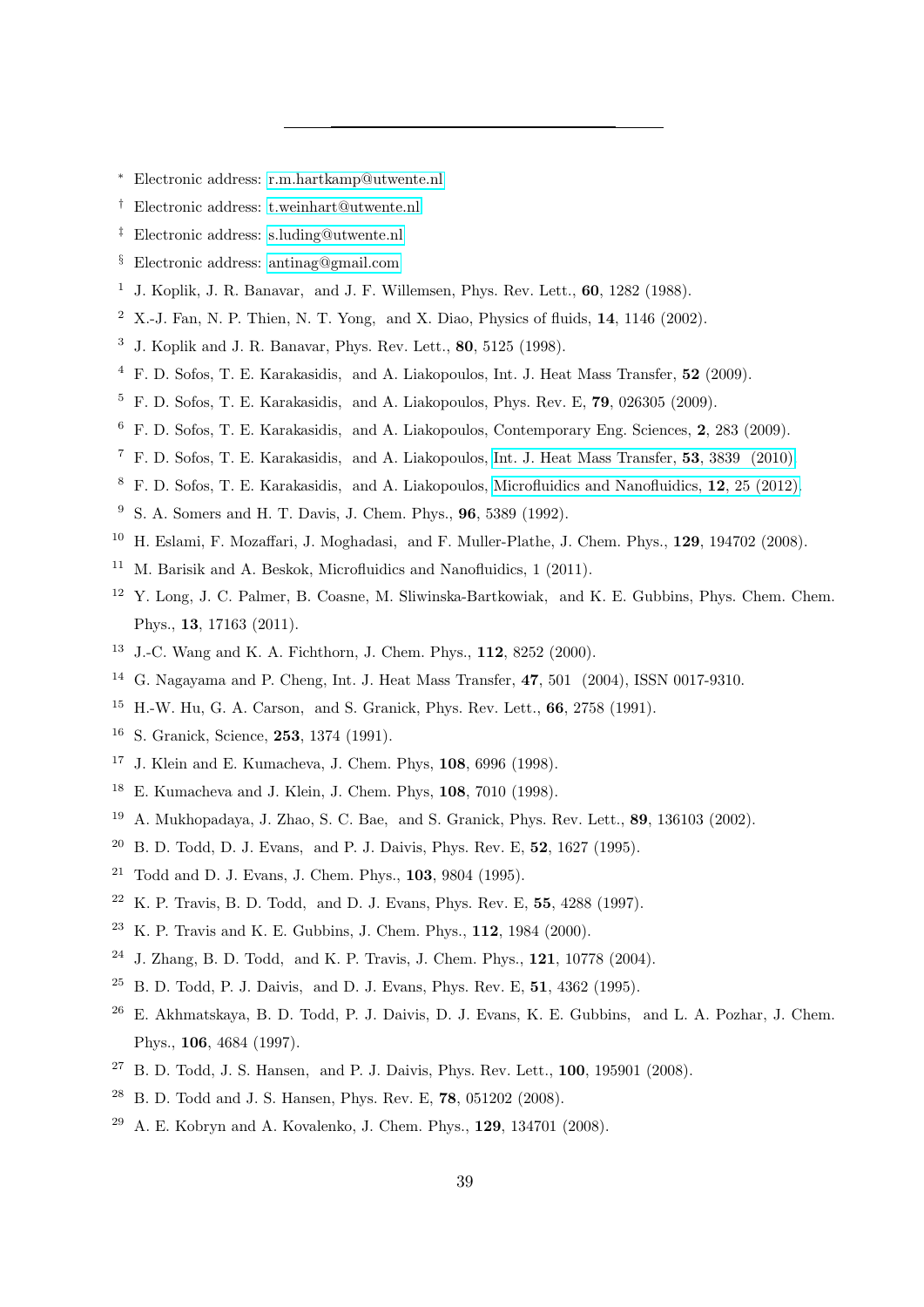---

[*] Electronic address: r.m.hartkamp@utwente.nl

[†] Electronic address: t.weinhart@utwente.nl

[‡] Electronic address: s.luding@utwente.nl

[§] Electronic address: antinag@gmail.com

[1] J. Koplik, J. R. Banavar, and J. F. Willemsen, Phys. Rev. Lett., **60**, 1282 (1988).

[2] X.-J. Fan, N. P. Thien, N. T. Yong, and X. Diao, Physics of fluids, **14**, 1146 (2002).

[3] J. Koplik and J. R. Banavar, Phys. Rev. Lett., **80**, 5125 (1998).

[4] F. D. Sofos, T. E. Karakasidis, and A. Liakopoulos, Int. J. Heat Mass Transfer, **52** (2009).

[5] F. D. Sofos, T. E. Karakasidis, and A. Liakopoulos, Phys. Rev. E, **79**, 026305 (2009).

[6] F. D. Sofos, T. E. Karakasidis, and A. Liakopoulos, Contemporary Eng. Sciences, **2**, 283 (2009).

[7] F. D. Sofos, T. E. Karakasidis, and A. Liakopoulos, Int. J. Heat Mass Transfer, **53**, 3839 (2010).

[8] F. D. Sofos, T. E. Karakasidis, and A. Liakopoulos, Microfluidics and Nanofluidics, **12**, 25 (2012).

[9] S. A. Somers and H. T. Davis, J. Chem. Phys., **96**, 5389 (1992).

[10] H. Eslami, F. Mozaffari, J. Moghadasi, and F. Muller-Plathe, J. Chem. Phys., **129**, 194702 (2008).

[11] M. Barisik and A. Beskok, Microfluidics and Nanofluidics, 1 (2011).

[12] Y. Long, J. C. Palmer, B. Coasne, M. Sliwinska-Bartkowiak, and K. E. Gubbins, Phys. Chem. Chem. Phys., **13**, 17163 (2011).

[13] J.-C. Wang and K. A. Fichthorn, J. Chem. Phys., **112**, 8252 (2000).

[14] G. Nagayama and P. Cheng, Int. J. Heat Mass Transfer, **47**, 501 (2004), ISSN 0017-9310.

[15] H.-W. Hu, G. A. Carson, and S. Granick, Phys. Rev. Lett., **66**, 2758 (1991).

[16] S. Granick, Science, **253**, 1374 (1991).

[17] J. Klein and E. Kumacheva, J. Chem. Phys, **108**, 6996 (1998).

[18] E. Kumacheva and J. Klein, J. Chem. Phys, **108**, 7010 (1998).

[19] A. Mukhopadaya, J. Zhao, S. C. Bae, and S. Granick, Phys. Rev. Lett., **89**, 136103 (2002).

[20] B. D. Todd, D. J. Evans, and P. J. Daivis, Phys. Rev. E, **52**, 1627 (1995).

[21] Todd and D. J. Evans, J. Chem. Phys., **103**, 9804 (1995).

[22] K. P. Travis, B. D. Todd, and D. J. Evans, Phys. Rev. E, **55**, 4288 (1997).

[23] K. P. Travis and K. E. Gubbins, J. Chem. Phys., **112**, 1984 (2000).

[24] J. Zhang, B. D. Todd, and K. P. Travis, J. Chem. Phys., **121**, 10778 (2004).

[25] B. D. Todd, P. J. Daivis, and D. J. Evans, Phys. Rev. E, **51**, 4362 (1995).

[26] E. Akhmatskaya, B. D. Todd, P. J. Daivis, D. J. Evans, K. E. Gubbins, and L. A. Pozhar, J. Chem. Phys., **106**, 4684 (1997).

[27] B. D. Todd, J. S. Hansen, and P. J. Daivis, Phys. Rev. Lett., **100**, 195901 (2008).

[28] B. D. Todd and J. S. Hansen, Phys. Rev. E, **78**, 051202 (2008).

[29] A. E. Kobryn and A. Kovalenko, J. Chem. Phys., **129**, 134701 (2008).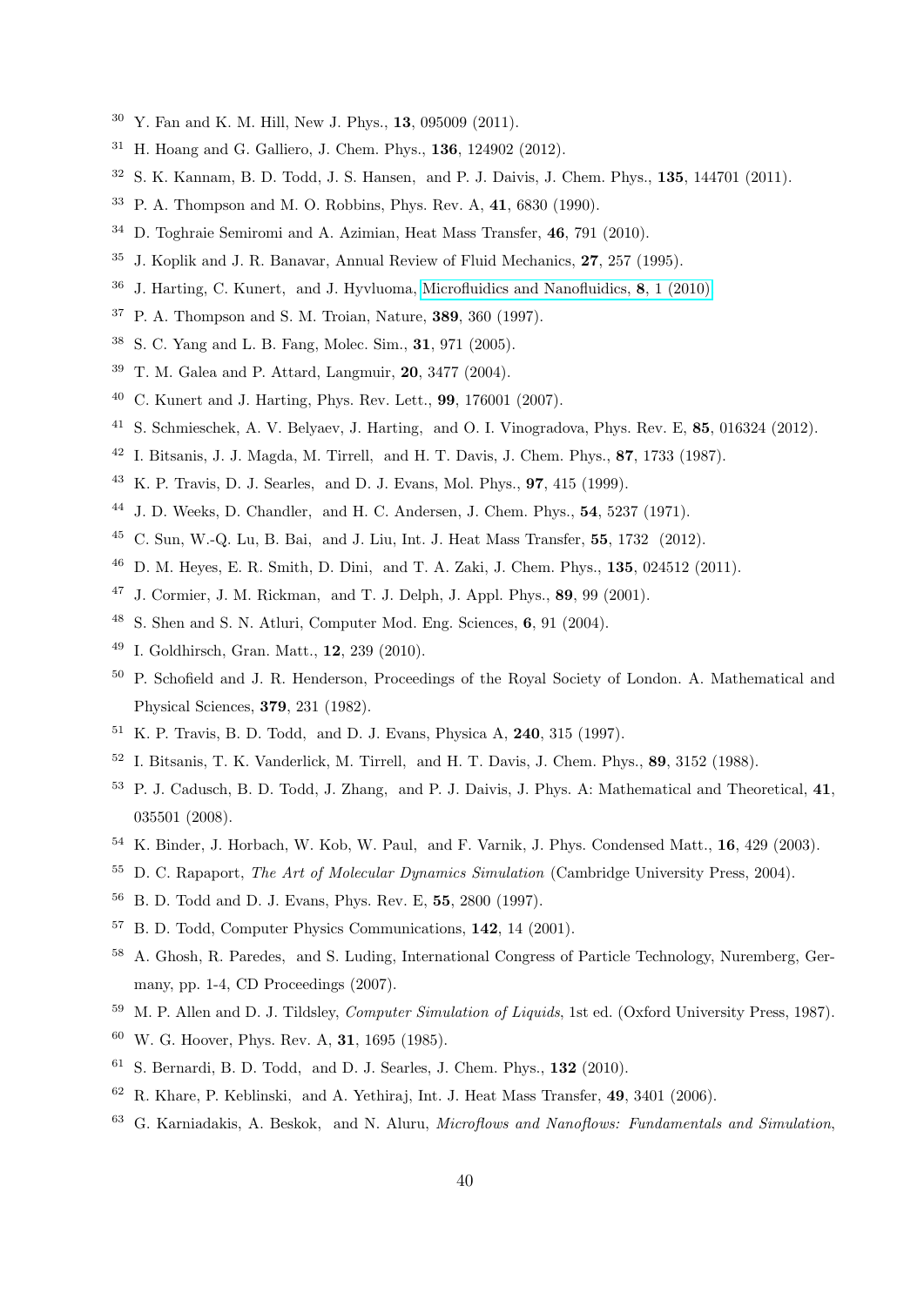[30] Y. Fan and K. M. Hill, New J. Phys., **13**, 095009 (2011).

[31] H. Hoang and G. Galliero, J. Chem. Phys., **136**, 124902 (2012).

[32] S. K. Kannam, B. D. Todd, J. S. Hansen, and P. J. Daivis, J. Chem. Phys., **135**, 144701 (2011).

[33] P. A. Thompson and M. O. Robbins, Phys. Rev. A, **41**, 6830 (1990).

[34] D. Toghraie Semiromi and A. Azimian, Heat Mass Transfer, **46**, 791 (2010).

[35] J. Koplik and J. R. Banavar, Annual Review of Fluid Mechanics, **27**, 257 (1995).

[36] J. Harting, C. Kunert, and J. Hyvluoma, Microfluidics and Nanofluidics, **8**, 1 (2010).

[37] P. A. Thompson and S. M. Troian, Nature, **389**, 360 (1997).

[38] S. C. Yang and L. B. Fang, Molec. Sim., **31**, 971 (2005).

[39] T. M. Galea and P. Attard, Langmuir, **20**, 3477 (2004).

[40] C. Kunert and J. Harting, Phys. Rev. Lett., **99**, 176001 (2007).

[41] S. Schmieschek, A. V. Belyaev, J. Harting, and O. I. Vinogradova, Phys. Rev. E, **85**, 016324 (2012).

[42] I. Bitsanis, J. J. Magda, M. Tirrell, and H. T. Davis, J. Chem. Phys., **87**, 1733 (1987).

[43] K. P. Travis, D. J. Searles, and D. J. Evans, Mol. Phys., **97**, 415 (1999).

[44] J. D. Weeks, D. Chandler, and H. C. Andersen, J. Chem. Phys., **54**, 5237 (1971).

[45] C. Sun, W.-Q. Lu, B. Bai, and J. Liu, Int. J. Heat Mass Transfer, **55**, 1732 (2012).

[46] D. M. Heyes, E. R. Smith, D. Dini, and T. A. Zaki, J. Chem. Phys., **135**, 024512 (2011).

[47] J. Cormier, J. M. Rickman, and T. J. Delph, J. Appl. Phys., **89**, 99 (2001).

[48] S. Shen and S. N. Atluri, Computer Mod. Eng. Sciences, **6**, 91 (2004).

[49] I. Goldhirsch, Gran. Matt., **12**, 239 (2010).

[50] P. Schofield and J. R. Henderson, Proceedings of the Royal Society of London. A. Mathematical and Physical Sciences, **379**, 231 (1982).

[51] K. P. Travis, B. D. Todd, and D. J. Evans, Physica A, **240**, 315 (1997).

[52] I. Bitsanis, T. K. Vanderlick, M. Tirrell, and H. T. Davis, J. Chem. Phys., **89**, 3152 (1988).

[53] P. J. Cadusch, B. D. Todd, J. Zhang, and P. J. Daivis, J. Phys. A: Mathematical and Theoretical, **41**, 035501 (2008).

[54] K. Binder, J. Horbach, W. Kob, W. Paul, and F. Varnik, J. Phys. Condensed Matt., **16**, 429 (2003).

[55] D. C. Rapaport, *The Art of Molecular Dynamics Simulation* (Cambridge University Press, 2004).

[56] B. D. Todd and D. J. Evans, Phys. Rev. E, **55**, 2800 (1997).

[57] B. D. Todd, Computer Physics Communications, **142**, 14 (2001).

[58] A. Ghosh, R. Paredes, and S. Luding, International Congress of Particle Technology, Nuremberg, Germany, pp. 1-4, CD Proceedings (2007).

[59] M. P. Allen and D. J. Tildsley, *Computer Simulation of Liquids*, 1st ed. (Oxford University Press, 1987).

[60] W. G. Hoover, Phys. Rev. A, **31**, 1695 (1985).

[61] S. Bernardi, B. D. Todd, and D. J. Searles, J. Chem. Phys., **132** (2010).

[62] R. Khare, P. Keblinski, and A. Yethiraj, Int. J. Heat Mass Transfer, **49**, 3401 (2006).

[63] G. Karniadakis, A. Beskok, and N. Aluru, *Microflows and Nanoflows: Fundamentals and Simulation*,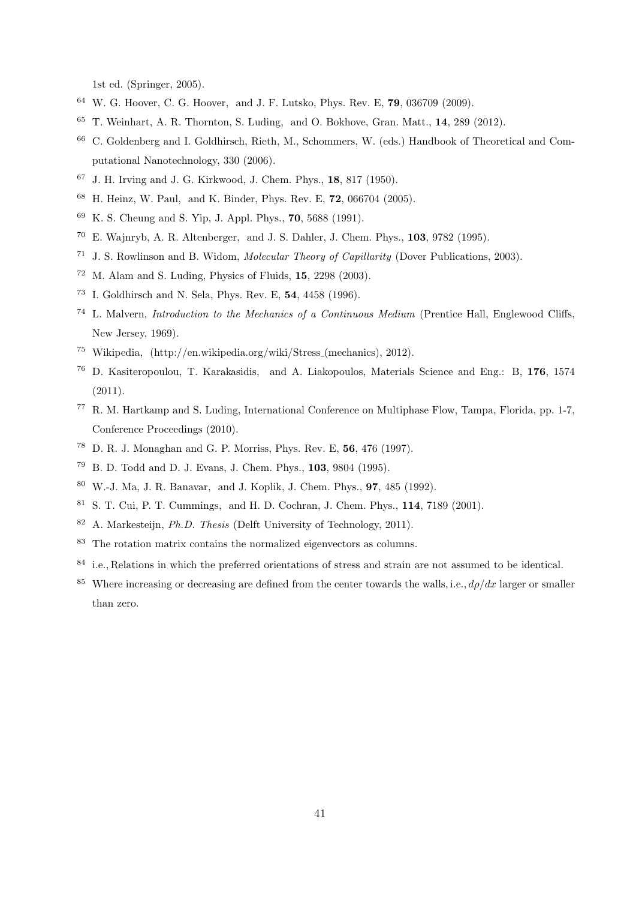1st ed. (Springer, 2005).

[64] W. G. Hoover, C. G. Hoover, and J. F. Lutsko, Phys. Rev. E, **79**, 036709 (2009).

[65] T. Weinhart, A. R. Thornton, S. Luding, and O. Bokhove, Gran. Matt., **14**, 289 (2012).

[66] C. Goldenberg and I. Goldhirsch, Rieth, M., Schommers, W. (eds.) Handbook of Theoretical and Computational Nanotechnology, 330 (2006).

[67] J. H. Irving and J. G. Kirkwood, J. Chem. Phys., **18**, 817 (1950).

[68] H. Heinz, W. Paul, and K. Binder, Phys. Rev. E, **72**, 066704 (2005).

[69] K. S. Cheung and S. Yip, J. Appl. Phys., **70**, 5688 (1991).

[70] E. Wajnryb, A. R. Altenberger, and J. S. Dahler, J. Chem. Phys., **103**, 9782 (1995).

[71] J. S. Rowlinson and B. Widom, *Molecular Theory of Capillarity* (Dover Publications, 2003).

[72] M. Alam and S. Luding, Physics of Fluids, **15**, 2298 (2003).

[73] I. Goldhirsch and N. Sela, Phys. Rev. E, **54**, 4458 (1996).

[74] L. Malvern, *Introduction to the Mechanics of a Continuous Medium* (Prentice Hall, Englewood Cliffs, New Jersey, 1969).

[75] Wikipedia, (http://en.wikipedia.org/wiki/Stress_(mechanics), 2012).

[76] D. Kasiteropoulou, T. Karakasidis, and A. Liakopoulos, Materials Science and Eng.: B, **176**, 1574 (2011).

[77] R. M. Hartkamp and S. Luding, International Conference on Multiphase Flow, Tampa, Florida, pp. 1-7, Conference Proceedings (2010).

[78] D. R. J. Monaghan and G. P. Morriss, Phys. Rev. E, **56**, 476 (1997).

[79] B. D. Todd and D. J. Evans, J. Chem. Phys., **103**, 9804 (1995).

[80] W.-J. Ma, J. R. Banavar, and J. Koplik, J. Chem. Phys., **97**, 485 (1992).

[81] S. T. Cui, P. T. Cummings, and H. D. Cochran, J. Chem. Phys., **114**, 7189 (2001).

[82] A. Markesteijn, *Ph.D. Thesis* (Delft University of Technology, 2011).

[83] The rotation matrix contains the normalized eigenvectors as columns.

[84] i.e., Relations in which the preferred orientations of stress and strain are not assumed to be identical.

[85] Where increasing or decreasing are defined from the center towards the walls, i.e., $d\rho/dx$ larger or smaller than zero.